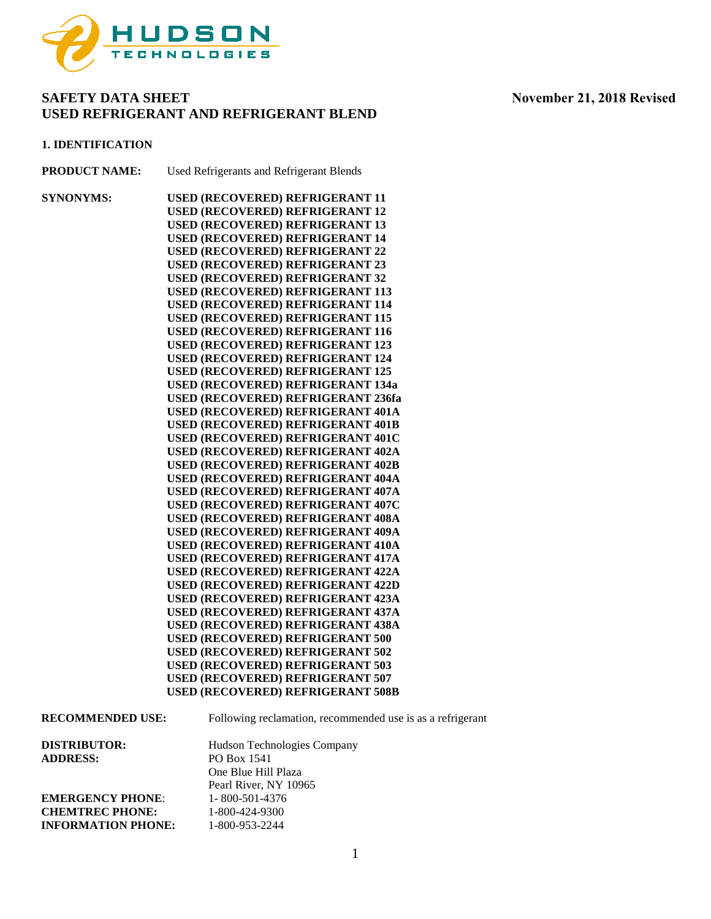HUDSON TECHNOLOGIES

# SAFETY DATA SHEET
# USED REFRIGERANT AND REFRIGERANT BLEND

**November 21, 2018 Revised**

## 1. IDENTIFICATION

**PRODUCT NAME:** Used Refrigerants and Refrigerant Blends

**SYNONYMS:**
**USED (RECOVERED) REFRIGERANT 11**
**USED (RECOVERED) REFRIGERANT 12**
**USED (RECOVERED) REFRIGERANT 13**
**USED (RECOVERED) REFRIGERANT 14**
**USED (RECOVERED) REFRIGERANT 22**
**USED (RECOVERED) REFRIGERANT 23**
**USED (RECOVERED) REFRIGERANT 32**
**USED (RECOVERED) REFRIGERANT 113**
**USED (RECOVERED) REFRIGERANT 114**
**USED (RECOVERED) REFRIGERANT 115**
**USED (RECOVERED) REFRIGERANT 116**
**USED (RECOVERED) REFRIGERANT 123**
**USED (RECOVERED) REFRIGERANT 124**
**USED (RECOVERED) REFRIGERANT 125**
**USED (RECOVERED) REFRIGERANT 134a**
**USED (RECOVERED) REFRIGERANT 236fa**
**USED (RECOVERED) REFRIGERANT 401A**
**USED (RECOVERED) REFRIGERANT 401B**
**USED (RECOVERED) REFRIGERANT 401C**
**USED (RECOVERED) REFRIGERANT 402A**
**USED (RECOVERED) REFRIGERANT 402B**
**USED (RECOVERED) REFRIGERANT 404A**
**USED (RECOVERED) REFRIGERANT 407A**
**USED (RECOVERED) REFRIGERANT 407C**
**USED (RECOVERED) REFRIGERANT 408A**
**USED (RECOVERED) REFRIGERANT 409A**
**USED (RECOVERED) REFRIGERANT 410A**
**USED (RECOVERED) REFRIGERANT 417A**
**USED (RECOVERED) REFRIGERANT 422A**
**USED (RECOVERED) REFRIGERANT 422D**
**USED (RECOVERED) REFRIGERANT 423A**
**USED (RECOVERED) REFRIGERANT 437A**
**USED (RECOVERED) REFRIGERANT 438A**
**USED (RECOVERED) REFRIGERANT 500**
**USED (RECOVERED) REFRIGERANT 502**
**USED (RECOVERED) REFRIGERANT 503**
**USED (RECOVERED) REFRIGERANT 507**
**USED (RECOVERED) REFRIGERANT 508B**

**RECOMMENDED USE:** Following reclamation, recommended use is as a refrigerant

**DISTRIBUTOR:** Hudson Technologies Company
**ADDRESS:** PO Box 1541
One Blue Hill Plaza
Pearl River, NY 10965
**EMERGENCY PHONE**: 1- 800-501-4376
**CHEMTREC PHONE:** 1-800-424-9300
**INFORMATION PHONE:** 1-800-953-2244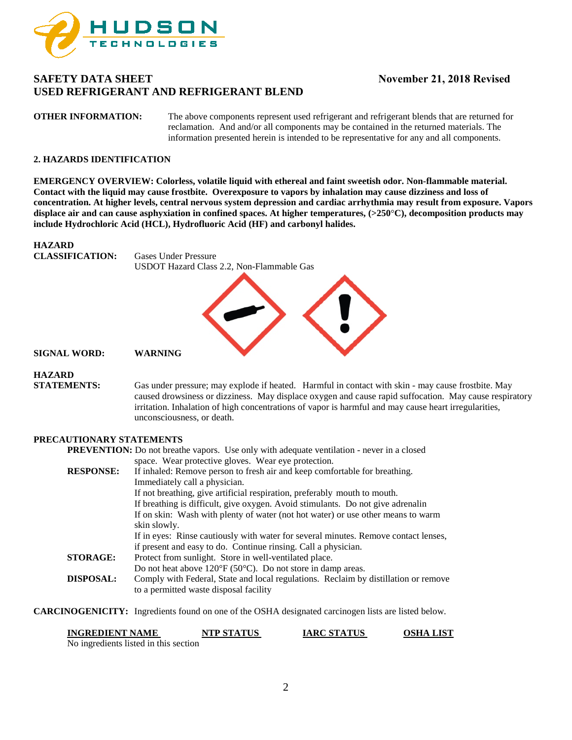# SAFETY DATA SHEET — November 21, 2018 Revised

# USED REFRIGERANT AND REFRIGERANT BLEND

**OTHER INFORMATION:** The above components represent used refrigerant and refrigerant blends that are returned for reclamation. And and/or all components may be contained in the returned materials. The information presented herein is intended to be representative for any and all components.

## 2. HAZARDS IDENTIFICATION

**EMERGENCY OVERVIEW: Colorless, volatile liquid with ethereal and faint sweetish odor. Non-flammable material. Contact with the liquid may cause frostbite. Overexposure to vapors by inhalation may cause dizziness and loss of concentration. At higher levels, central nervous system depression and cardiac arrhythmia may result from exposure. Vapors displace air and can cause asphyxiation in confined spaces. At higher temperatures, (>250°C), decomposition products may include Hydrochloric Acid (HCL), Hydrofluoric Acid (HF) and carbonyl halides.**

**HAZARD CLASSIFICATION:** Gases Under Pressure
USDOT Hazard Class 2.2, Non-Flammable Gas

**SIGNAL WORD:** **WARNING**

**HAZARD STATEMENTS:** Gas under pressure; may explode if heated. Harmful in contact with skin - may cause frostbite. May caused drowsiness or dizziness. May displace oxygen and cause rapid suffocation. May cause respiratory irritation. Inhalation of high concentrations of vapor is harmful and may cause heart irregularities, unconsciousness, or death.

**PRECAUTIONARY STATEMENTS**

**PREVENTION:** Do not breathe vapors. Use only with adequate ventilation - never in a closed space. Wear protective gloves. Wear eye protection.

**RESPONSE:** If inhaled: Remove person to fresh air and keep comfortable for breathing. Immediately call a physician.
If not breathing, give artificial respiration, preferably mouth to mouth.
If breathing is difficult, give oxygen. Avoid stimulants. Do not give adrenalin
If on skin: Wash with plenty of water (not hot water) or use other means to warm skin slowly.
If in eyes: Rinse cautiously with water for several minutes. Remove contact lenses, if present and easy to do. Continue rinsing. Call a physician.

**STORAGE:** Protect from sunlight. Store in well-ventilated place.
Do not heat above 120°F (50°C). Do not store in damp areas.

**DISPOSAL:** Comply with Federal, State and local regulations. Reclaim by distillation or remove to a permitted waste disposal facility

**CARCINOGENICITY:** Ingredients found on one of the OSHA designated carcinogen lists are listed below.

| INGREDIENT NAME | NTP STATUS | IARC STATUS | OSHA LIST |
|---|---|---|---|
| No ingredients listed in this section | | | |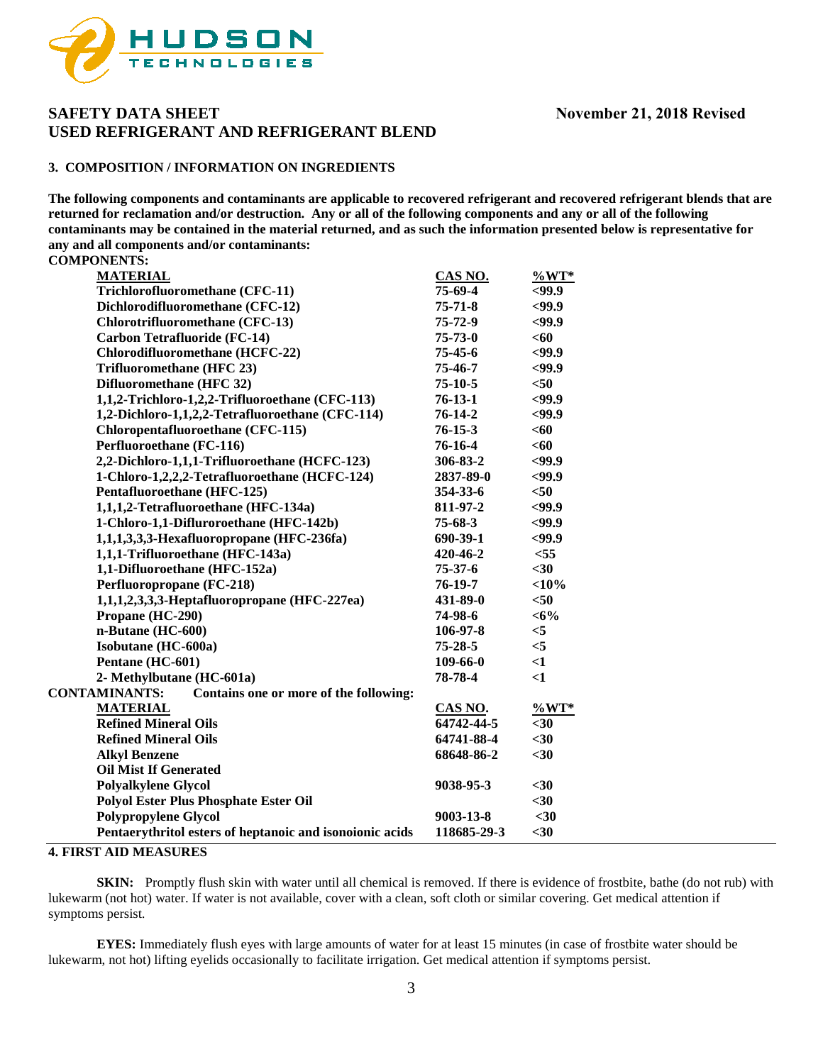## 3. COMPOSITION / INFORMATION ON INGREDIENTS

**The following components and contaminants are applicable to recovered refrigerant and recovered refrigerant blends that are returned for reclamation and/or destruction. Any or all of the following components and any or all of the following contaminants may be contained in the material returned, and as such the information presented below is representative for any and all components and/or contaminants:**

**COMPONENTS:**

| MATERIAL | CAS NO. | %WT* |
|---|---|---|
| Trichlorofluoromethane (CFC-11) | 75-69-4 | <99.9 |
| Dichlorodifluoromethane (CFC-12) | 75-71-8 | <99.9 |
| Chlorotrifluoromethane (CFC-13) | 75-72-9 | <99.9 |
| Carbon Tetrafluoride (FC-14) | 75-73-0 | <60 |
| Chlorodifluoromethane (HCFC-22) | 75-45-6 | <99.9 |
| Trifluoromethane (HFC 23) | 75-46-7 | <99.9 |
| Difluoromethane (HFC 32) | 75-10-5 | <50 |
| 1,1,2-Trichloro-1,2,2-Trifluoroethane (CFC-113) | 76-13-1 | <99.9 |
| 1,2-Dichloro-1,1,2,2-Tetrafluoroethane (CFC-114) | 76-14-2 | <99.9 |
| Chloropentafluoroethane (CFC-115) | 76-15-3 | <60 |
| Perfluoroethane (FC-116) | 76-16-4 | <60 |
| 2,2-Dichloro-1,1,1-Trifluoroethane (HCFC-123) | 306-83-2 | <99.9 |
| 1-Chloro-1,2,2,2-Tetrafluoroethane (HCFC-124) | 2837-89-0 | <99.9 |
| Pentafluoroethane (HFC-125) | 354-33-6 | <50 |
| 1,1,1,2-Tetrafluoroethane (HFC-134a) | 811-97-2 | <99.9 |
| 1-Chloro-1,1-Difluroroethane (HFC-142b) | 75-68-3 | <99.9 |
| 1,1,1,3,3,3-Hexafluoropropane (HFC-236fa) | 690-39-1 | <99.9 |
| 1,1,1-Trifluoroethane (HFC-143a) | 420-46-2 | <55 |
| 1,1-Difluoroethane (HFC-152a) | 75-37-6 | <30 |
| Perfluoropropane (FC-218) | 76-19-7 | <10% |
| 1,1,1,2,3,3,3-Heptafluoropropane (HFC-227ea) | 431-89-0 | <50 |
| Propane (HC-290) | 74-98-6 | <6% |
| n-Butane (HC-600) | 106-97-8 | <5 |
| Isobutane (HC-600a) | 75-28-5 | <5 |
| Pentane (HC-601) | 109-66-0 | <1 |
| 2- Methylbutane (HC-601a) | 78-78-4 | <1 |

**CONTAMINANTS:** **Contains one or more of the following:**

| MATERIAL | CAS NO. | %WT* |
|---|---|---|
| Refined Mineral Oils | 64742-44-5 | <30 |
| Refined Mineral Oils | 64741-88-4 | <30 |
| Alkyl Benzene | 68648-86-2 | <30 |
| Oil Mist If Generated | | |
| Polyalkylene Glycol | 9038-95-3 | <30 |
| Polyol Ester Plus Phosphate Ester Oil | | <30 |
| Polypropylene Glycol | 9003-13-8 | <30 |
| Pentaerythritol esters of heptanoic and isonoionic acids | 118685-29-3 | <30 |

## 4. FIRST AID MEASURES

**SKIN:** Promptly flush skin with water until all chemical is removed. If there is evidence of frostbite, bathe (do not rub) with lukewarm (not hot) water. If water is not available, cover with a clean, soft cloth or similar covering. Get medical attention if symptoms persist.

**EYES:** Immediately flush eyes with large amounts of water for at least 15 minutes (in case of frostbite water should be lukewarm, not hot) lifting eyelids occasionally to facilitate irrigation. Get medical attention if symptoms persist.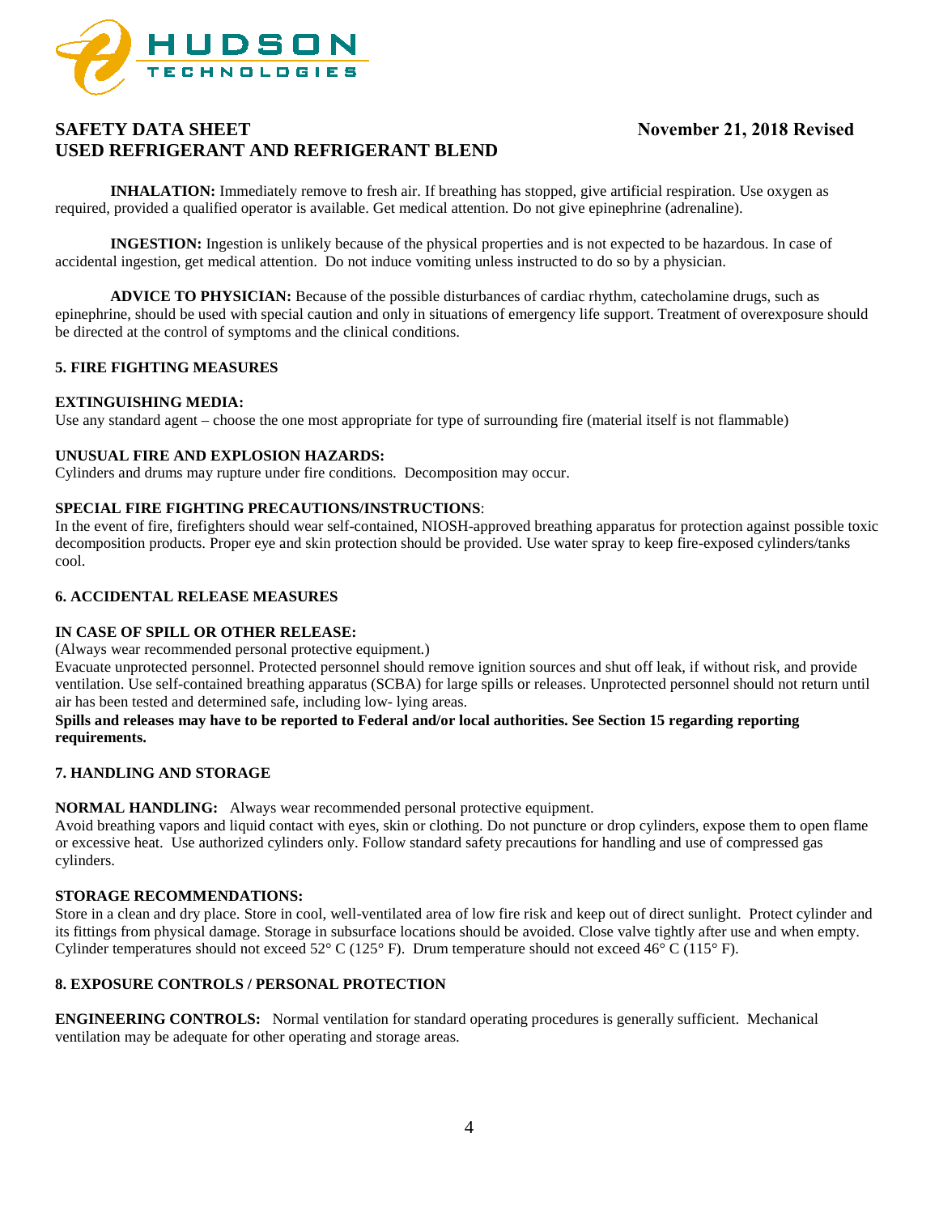**INHALATION:** Immediately remove to fresh air. If breathing has stopped, give artificial respiration. Use oxygen as required, provided a qualified operator is available. Get medical attention. Do not give epinephrine (adrenaline).

**INGESTION:** Ingestion is unlikely because of the physical properties and is not expected to be hazardous. In case of accidental ingestion, get medical attention. Do not induce vomiting unless instructed to do so by a physician.

**ADVICE TO PHYSICIAN:** Because of the possible disturbances of cardiac rhythm, catecholamine drugs, such as epinephrine, should be used with special caution and only in situations of emergency life support. Treatment of overexposure should be directed at the control of symptoms and the clinical conditions.

## 5. FIRE FIGHTING MEASURES

**EXTINGUISHING MEDIA:**
Use any standard agent – choose the one most appropriate for type of surrounding fire (material itself is not flammable)

**UNUSUAL FIRE AND EXPLOSION HAZARDS:**
Cylinders and drums may rupture under fire conditions. Decomposition may occur.

**SPECIAL FIRE FIGHTING PRECAUTIONS/INSTRUCTIONS**:
In the event of fire, firefighters should wear self-contained, NIOSH-approved breathing apparatus for protection against possible toxic decomposition products. Proper eye and skin protection should be provided. Use water spray to keep fire-exposed cylinders/tanks cool.

## 6. ACCIDENTAL RELEASE MEASURES

**IN CASE OF SPILL OR OTHER RELEASE:**
(Always wear recommended personal protective equipment.)
Evacuate unprotected personnel. Protected personnel should remove ignition sources and shut off leak, if without risk, and provide ventilation. Use self-contained breathing apparatus (SCBA) for large spills or releases. Unprotected personnel should not return until air has been tested and determined safe, including low- lying areas.
**Spills and releases may have to be reported to Federal and/or local authorities. See Section 15 regarding reporting requirements.**

## 7. HANDLING AND STORAGE

**NORMAL HANDLING:** Always wear recommended personal protective equipment.
Avoid breathing vapors and liquid contact with eyes, skin or clothing. Do not puncture or drop cylinders, expose them to open flame or excessive heat. Use authorized cylinders only. Follow standard safety precautions for handling and use of compressed gas cylinders.

**STORAGE RECOMMENDATIONS:**
Store in a clean and dry place. Store in cool, well-ventilated area of low fire risk and keep out of direct sunlight. Protect cylinder and its fittings from physical damage. Storage in subsurface locations should be avoided. Close valve tightly after use and when empty. Cylinder temperatures should not exceed 52° C (125° F). Drum temperature should not exceed 46° C (115° F).

## 8. EXPOSURE CONTROLS / PERSONAL PROTECTION

**ENGINEERING CONTROLS:** Normal ventilation for standard operating procedures is generally sufficient. Mechanical ventilation may be adequate for other operating and storage areas.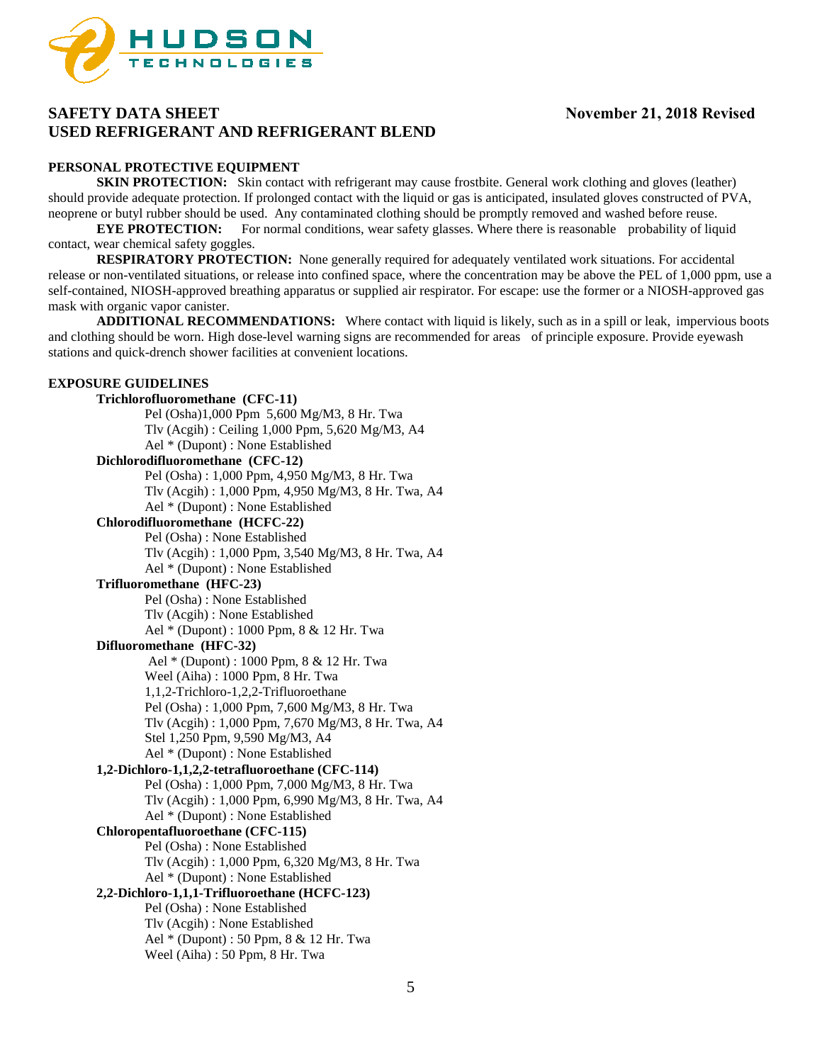# SAFETY DATA SHEET

# USED REFRIGERANT AND REFRIGERANT BLEND

**November 21, 2018 Revised**

## PERSONAL PROTECTIVE EQUIPMENT

**SKIN PROTECTION:** Skin contact with refrigerant may cause frostbite. General work clothing and gloves (leather) should provide adequate protection. If prolonged contact with the liquid or gas is anticipated, insulated gloves constructed of PVA, neoprene or butyl rubber should be used. Any contaminated clothing should be promptly removed and washed before reuse.

**EYE PROTECTION:** For normal conditions, wear safety glasses. Where there is reasonable probability of liquid contact, wear chemical safety goggles.

**RESPIRATORY PROTECTION:** None generally required for adequately ventilated work situations. For accidental release or non-ventilated situations, or release into confined space, where the concentration may be above the PEL of 1,000 ppm, use a self-contained, NIOSH-approved breathing apparatus or supplied air respirator. For escape: use the former or a NIOSH-approved gas mask with organic vapor canister.

**ADDITIONAL RECOMMENDATIONS:** Where contact with liquid is likely, such as in a spill or leak, impervious boots and clothing should be worn. High dose-level warning signs are recommended for areas of principle exposure. Provide eyewash stations and quick-drench shower facilities at convenient locations.

## EXPOSURE GUIDELINES

**Trichlorofluoromethane (CFC-11)**
- Pel (Osha)1,000 Ppm 5,600 Mg/M3, 8 Hr. Twa
- Tlv (Acgih) : Ceiling 1,000 Ppm, 5,620 Mg/M3, A4
- Ael * (Dupont) : None Established

**Dichlorodifluoromethane (CFC-12)**
- Pel (Osha) : 1,000 Ppm, 4,950 Mg/M3, 8 Hr. Twa
- Tlv (Acgih) : 1,000 Ppm, 4,950 Mg/M3, 8 Hr. Twa, A4
- Ael * (Dupont) : None Established

**Chlorodifluoromethane (HCFC-22)**
- Pel (Osha) : None Established
- Tlv (Acgih) : 1,000 Ppm, 3,540 Mg/M3, 8 Hr. Twa, A4
- Ael * (Dupont) : None Established

**Trifluoromethane (HFC-23)**
- Pel (Osha) : None Established
- Tlv (Acgih) : None Established
- Ael * (Dupont) : 1000 Ppm, 8 & 12 Hr. Twa

**Difluoromethane (HFC-32)**
- Ael * (Dupont) : 1000 Ppm, 8 & 12 Hr. Twa
- Weel (Aiha) : 1000 Ppm, 8 Hr. Twa
- 1,1,2-Trichloro-1,2,2-Trifluoroethane
- Pel (Osha) : 1,000 Ppm, 7,600 Mg/M3, 8 Hr. Twa
- Tlv (Acgih) : 1,000 Ppm, 7,670 Mg/M3, 8 Hr. Twa, A4
- Stel 1,250 Ppm, 9,590 Mg/M3, A4
- Ael * (Dupont) : None Established

**1,2-Dichloro-1,1,2,2-tetrafluoroethane (CFC-114)**
- Pel (Osha) : 1,000 Ppm, 7,000 Mg/M3, 8 Hr. Twa
- Tlv (Acgih) : 1,000 Ppm, 6,990 Mg/M3, 8 Hr. Twa, A4
- Ael * (Dupont) : None Established

**Chloropentafluoroethane (CFC-115)**
- Pel (Osha) : None Established
- Tlv (Acgih) : 1,000 Ppm, 6,320 Mg/M3, 8 Hr. Twa
- Ael * (Dupont) : None Established

**2,2-Dichloro-1,1,1-Trifluoroethane (HCFC-123)**
- Pel (Osha) : None Established
- Tlv (Acgih) : None Established
- Ael * (Dupont) : 50 Ppm, 8 & 12 Hr. Twa
- Weel (Aiha) : 50 Ppm, 8 Hr. Twa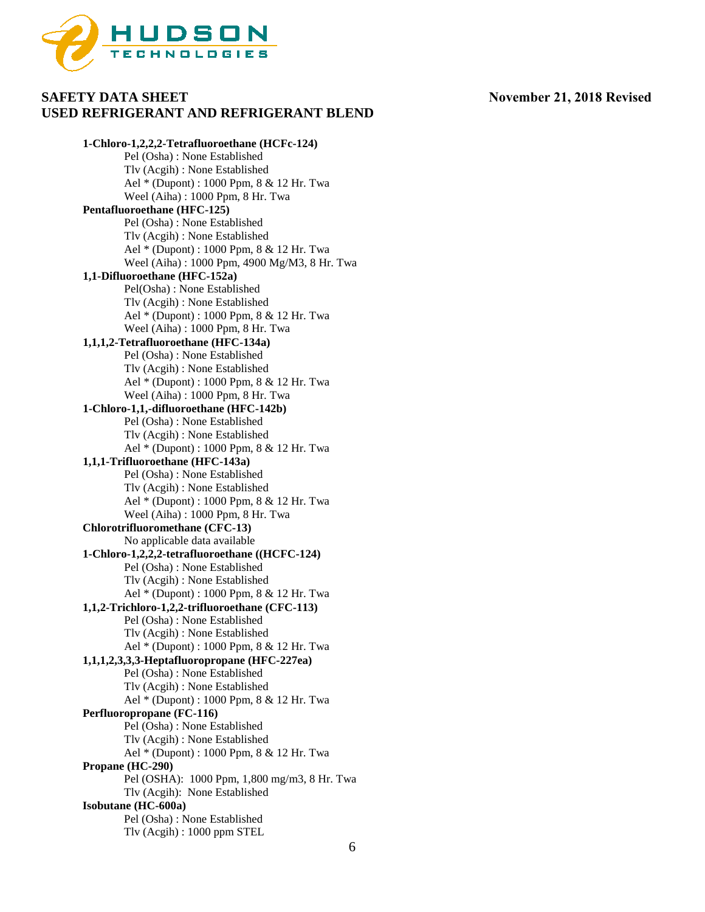**1-Chloro-1,2,2,2-Tetrafluoroethane (HCFc-124)**

Pel (Osha) : None Established
Tlv (Acgih) : None Established
Ael * (Dupont) : 1000 Ppm, 8 & 12 Hr. Twa
Weel (Aiha) : 1000 Ppm, 8 Hr. Twa

**Pentafluoroethane (HFC-125)**

Pel (Osha) : None Established
Tlv (Acgih) : None Established
Ael * (Dupont) : 1000 Ppm, 8 & 12 Hr. Twa
Weel (Aiha) : 1000 Ppm, 4900 Mg/M3, 8 Hr. Twa

**1,1-Difluoroethane (HFC-152a)**

Pel(Osha) : None Established
Tlv (Acgih) : None Established
Ael * (Dupont) : 1000 Ppm, 8 & 12 Hr. Twa
Weel (Aiha) : 1000 Ppm, 8 Hr. Twa

**1,1,1,2-Tetrafluoroethane (HFC-134a)**

Pel (Osha) : None Established
Tlv (Acgih) : None Established
Ael * (Dupont) : 1000 Ppm, 8 & 12 Hr. Twa
Weel (Aiha) : 1000 Ppm, 8 Hr. Twa

**1-Chloro-1,1,-difluoroethane (HFC-142b)**

Pel (Osha) : None Established
Tlv (Acgih) : None Established
Ael * (Dupont) : 1000 Ppm, 8 & 12 Hr. Twa

**1,1,1-Trifluoroethane (HFC-143a)**

Pel (Osha) : None Established
Tlv (Acgih) : None Established
Ael * (Dupont) : 1000 Ppm, 8 & 12 Hr. Twa
Weel (Aiha) : 1000 Ppm, 8 Hr. Twa

**Chlorotrifluoromethane (CFC-13)**

No applicable data available

**1-Chloro-1,2,2,2-tetrafluoroethane ((HCFC-124)**

Pel (Osha) : None Established
Tlv (Acgih) : None Established
Ael * (Dupont) : 1000 Ppm, 8 & 12 Hr. Twa

**1,1,2-Trichloro-1,2,2-trifluoroethane (CFC-113)**

Pel (Osha) : None Established
Tlv (Acgih) : None Established
Ael * (Dupont) : 1000 Ppm, 8 & 12 Hr. Twa

**1,1,1,2,3,3,3-Heptafluoropropane (HFC-227ea)**

Pel (Osha) : None Established
Tlv (Acgih) : None Established
Ael * (Dupont) : 1000 Ppm, 8 & 12 Hr. Twa

**Perfluoropropane (FC-116)**

Pel (Osha) : None Established
Tlv (Acgih) : None Established
Ael * (Dupont) : 1000 Ppm, 8 & 12 Hr. Twa

**Propane (HC-290)**

Pel (OSHA): 1000 Ppm, 1,800 mg/m3, 8 Hr. Twa
Tlv (Acgih): None Established

**Isobutane (HC-600a)**

Pel (Osha) : None Established
Tlv (Acgih) : 1000 ppm STEL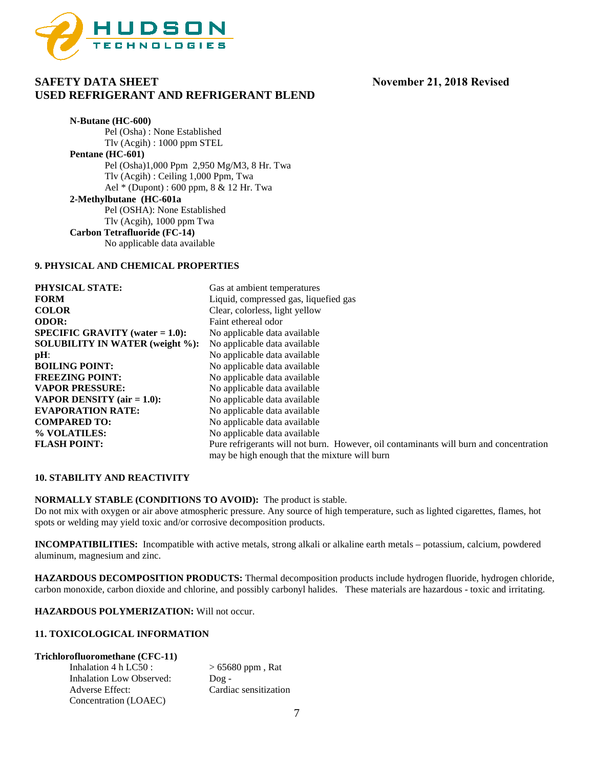**N-Butane (HC-600)**

Pel (Osha) : None Established

Tlv (Acgih) : 1000 ppm STEL

**Pentane (HC-601)**

Pel (Osha)1,000 Ppm 2,950 Mg/M3, 8 Hr. Twa

Tlv (Acgih) : Ceiling 1,000 Ppm, Twa

Ael * (Dupont) : 600 ppm, 8 & 12 Hr. Twa

**2-Methylbutane (HC-601a**

Pel (OSHA): None Established

Tlv (Acgih), 1000 ppm Twa

**Carbon Tetrafluoride (FC-14)**

No applicable data available

## 9. PHYSICAL AND CHEMICAL PROPERTIES

| | |
|---|---|
| **PHYSICAL STATE:** | Gas at ambient temperatures |
| **FORM** | Liquid, compressed gas, liquefied gas |
| **COLOR** | Clear, colorless, light yellow |
| **ODOR:** | Faint ethereal odor |
| **SPECIFIC GRAVITY (water = 1.0):** | No applicable data available |
| **SOLUBILITY IN WATER (weight %):** | No applicable data available |
| **pH**: | No applicable data available |
| **BOILING POINT:** | No applicable data available |
| **FREEZING POINT:** | No applicable data available |
| **VAPOR PRESSURE:** | No applicable data available |
| **VAPOR DENSITY (air = 1.0):** | No applicable data available |
| **EVAPORATION RATE:** | No applicable data available |
| **COMPARED TO:** | No applicable data available |
| **% VOLATILES:** | No applicable data available |
| **FLASH POINT:** | Pure refrigerants will not burn. However, oil contaminants will burn and concentration may be high enough that the mixture will burn |

## 10. STABILITY AND REACTIVITY

**NORMALLY STABLE (CONDITIONS TO AVOID):** The product is stable.
Do not mix with oxygen or air above atmospheric pressure. Any source of high temperature, such as lighted cigarettes, flames, hot spots or welding may yield toxic and/or corrosive decomposition products.

**INCOMPATIBILITIES:** Incompatible with active metals, strong alkali or alkaline earth metals – potassium, calcium, powdered aluminum, magnesium and zinc.

**HAZARDOUS DECOMPOSITION PRODUCTS:** Thermal decomposition products include hydrogen fluoride, hydrogen chloride, carbon monoxide, carbon dioxide and chlorine, and possibly carbonyl halides. These materials are hazardous - toxic and irritating.

**HAZARDOUS POLYMERIZATION:** Will not occur.

## 11. TOXICOLOGICAL INFORMATION

**Trichlorofluoromethane (CFC-11)**

| | |
|---|---|
| Inhalation 4 h LC50 : | > 65680 ppm , Rat |
| Inhalation Low Observed: | Dog - |
| Adverse Effect: | Cardiac sensitization |
| Concentration (LOAEC) | |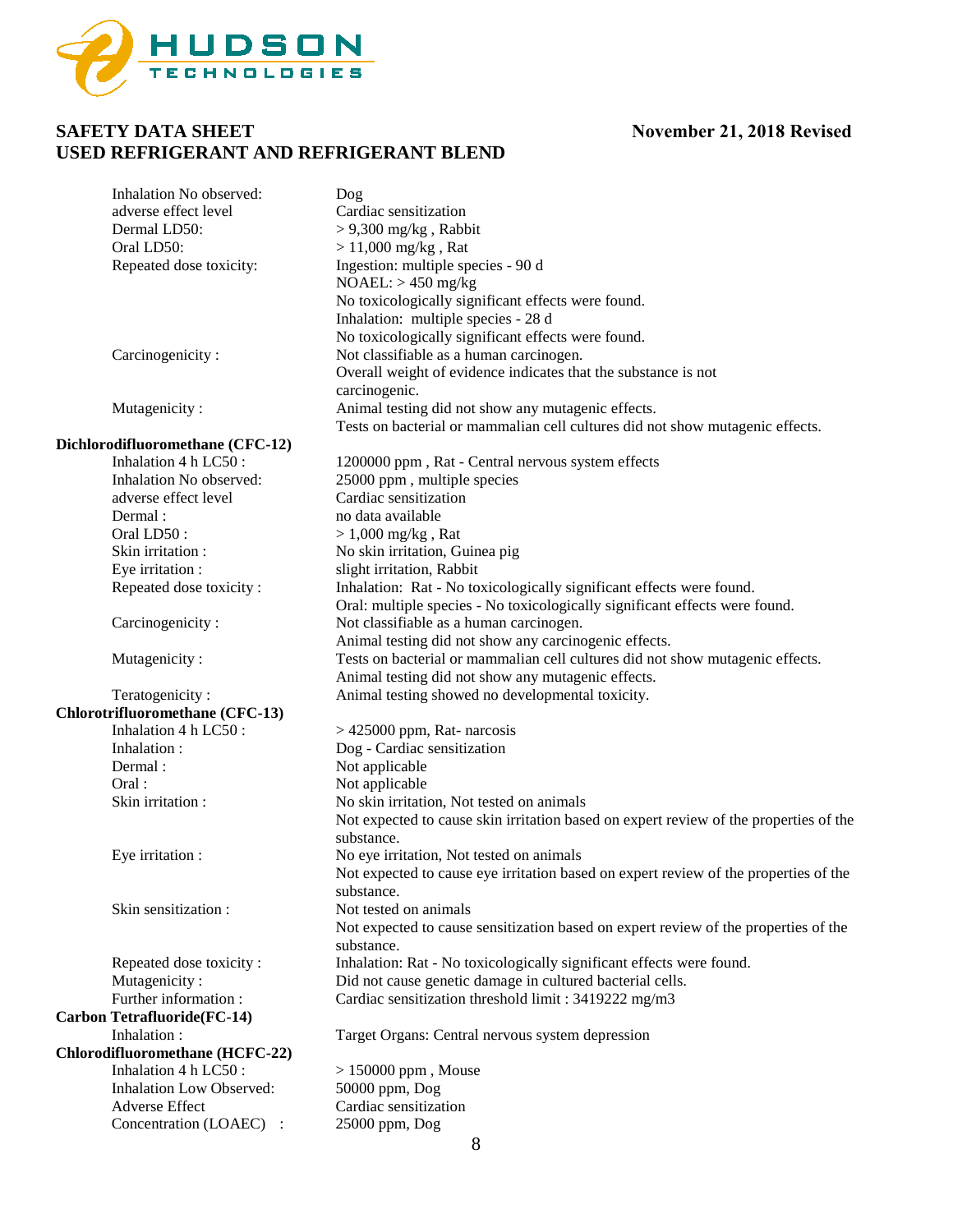| | |
|---|---|
| Inhalation No observed: adverse effect level | Dog<br>Cardiac sensitization |
| Dermal LD50: | > 9,300 mg/kg , Rabbit |
| Oral LD50: | > 11,000 mg/kg , Rat |
| Repeated dose toxicity: | Ingestion: multiple species - 90 d<br>NOAEL: > 450 mg/kg<br>No toxicologically significant effects were found.<br>Inhalation: multiple species - 28 d<br>No toxicologically significant effects were found. |
| Carcinogenicity : | Not classifiable as a human carcinogen.<br>Overall weight of evidence indicates that the substance is not carcinogenic. |
| Mutagenicity : | Animal testing did not show any mutagenic effects.<br>Tests on bacterial or mammalian cell cultures did not show mutagenic effects. |

**Dichlorodifluoromethane (CFC-12)**

| | |
|---|---|
| Inhalation 4 h LC50 : | 1200000 ppm , Rat - Central nervous system effects |
| Inhalation No observed: adverse effect level | 25000 ppm , multiple species<br>Cardiac sensitization |
| Dermal : | no data available |
| Oral LD50 : | > 1,000 mg/kg , Rat |
| Skin irritation : | No skin irritation, Guinea pig |
| Eye irritation : | slight irritation, Rabbit |
| Repeated dose toxicity : | Inhalation: Rat - No toxicologically significant effects were found.<br>Oral: multiple species - No toxicologically significant effects were found. |
| Carcinogenicity : | Not classifiable as a human carcinogen.<br>Animal testing did not show any carcinogenic effects. |
| Mutagenicity : | Tests on bacterial or mammalian cell cultures did not show mutagenic effects.<br>Animal testing did not show any mutagenic effects. |
| Teratogenicity : | Animal testing showed no developmental toxicity. |

**Chlorotrifluoromethane (CFC-13)**

| | |
|---|---|
| Inhalation 4 h LC50 : | > 425000 ppm, Rat- narcosis |
| Inhalation : | Dog - Cardiac sensitization |
| Dermal : | Not applicable |
| Oral : | Not applicable |
| Skin irritation : | No skin irritation, Not tested on animals<br>Not expected to cause skin irritation based on expert review of the properties of the substance. |
| Eye irritation : | No eye irritation, Not tested on animals<br>Not expected to cause eye irritation based on expert review of the properties of the substance. |
| Skin sensitization : | Not tested on animals<br>Not expected to cause sensitization based on expert review of the properties of the substance. |
| Repeated dose toxicity : | Inhalation: Rat - No toxicologically significant effects were found. |
| Mutagenicity : | Did not cause genetic damage in cultured bacterial cells. |
| Further information : | Cardiac sensitization threshold limit : 3419222 mg/m3 |

**Carbon Tetrafluoride(FC-14)**

| | |
|---|---|
| Inhalation : | Target Organs: Central nervous system depression |

**Chlorodifluoromethane (HCFC-22)**

| | |
|---|---|
| Inhalation 4 h LC50 : | > 150000 ppm , Mouse |
| Inhalation Low Observed: Adverse Effect Concentration (LOAEC) : | 50000 ppm, Dog<br>Cardiac sensitization<br>25000 ppm, Dog |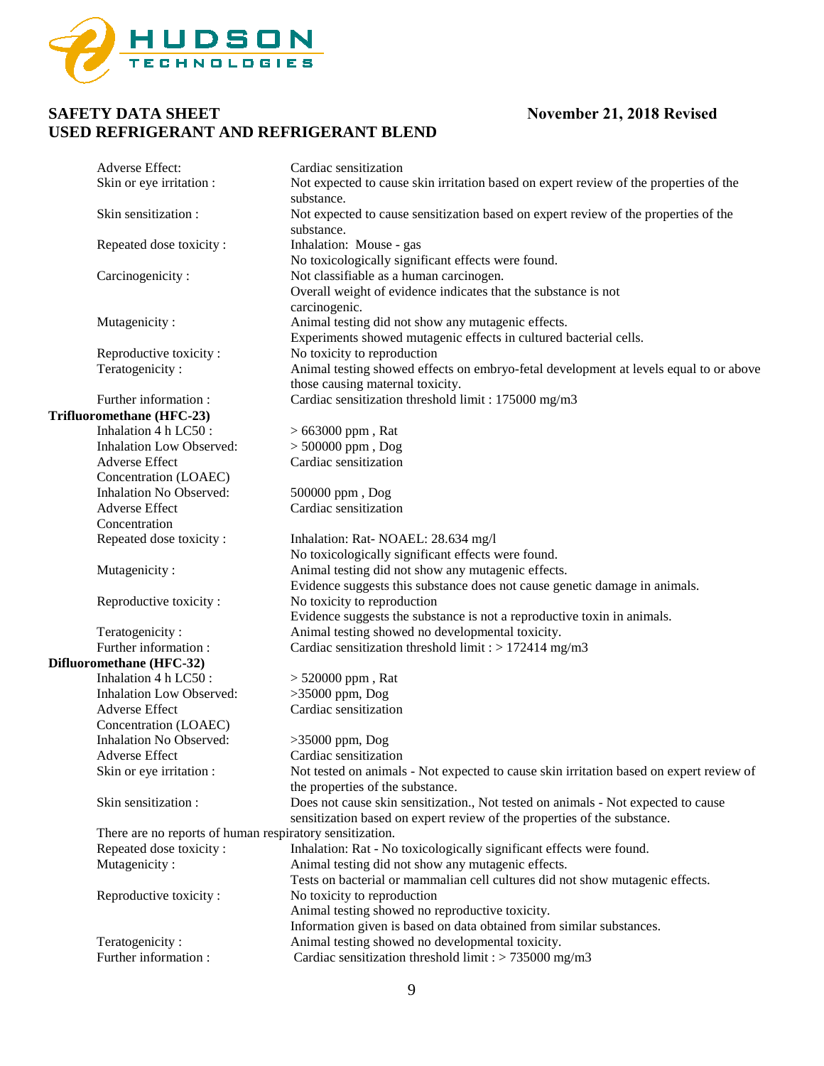| | |
|---|---|
| Adverse Effect: | Cardiac sensitization |
| Skin or eye irritation : | Not expected to cause skin irritation based on expert review of the properties of the substance. |
| Skin sensitization : | Not expected to cause sensitization based on expert review of the properties of the substance. |
| Repeated dose toxicity : | Inhalation: Mouse - gas<br>No toxicologically significant effects were found. |
| Carcinogenicity : | Not classifiable as a human carcinogen.<br>Overall weight of evidence indicates that the substance is not carcinogenic. |
| Mutagenicity : | Animal testing did not show any mutagenic effects.<br>Experiments showed mutagenic effects in cultured bacterial cells. |
| Reproductive toxicity : | No toxicity to reproduction |
| Teratogenicity : | Animal testing showed effects on embryo-fetal development at levels equal to or above those causing maternal toxicity. |
| Further information : | Cardiac sensitization threshold limit : 175000 mg/m3 |

**Trifluoromethane (HFC-23)**

| | |
|---|---|
| Inhalation 4 h LC50 : | > 663000 ppm , Rat |
| Inhalation Low Observed: Adverse Effect Concentration (LOAEC) | > 500000 ppm , Dog<br>Cardiac sensitization |
| Inhalation No Observed: Adverse Effect Concentration | 500000 ppm , Dog<br>Cardiac sensitization |
| Repeated dose toxicity : | Inhalation: Rat- NOAEL: 28.634 mg/l<br>No toxicologically significant effects were found. |
| Mutagenicity : | Animal testing did not show any mutagenic effects.<br>Evidence suggests this substance does not cause genetic damage in animals. |
| Reproductive toxicity : | No toxicity to reproduction<br>Evidence suggests the substance is not a reproductive toxin in animals. |
| Teratogenicity : | Animal testing showed no developmental toxicity. |
| Further information : | Cardiac sensitization threshold limit : > 172414 mg/m3 |

**Difluoromethane (HFC-32)**

| | |
|---|---|
| Inhalation 4 h LC50 : | > 520000 ppm , Rat |
| Inhalation Low Observed: Adverse Effect Concentration (LOAEC) | >35000 ppm, Dog<br>Cardiac sensitization |
| Inhalation No Observed: Adverse Effect | >35000 ppm, Dog<br>Cardiac sensitization |
| Skin or eye irritation : | Not tested on animals - Not expected to cause skin irritation based on expert review of the properties of the substance. |
| Skin sensitization : | Does not cause skin sensitization., Not tested on animals - Not expected to cause sensitization based on expert review of the properties of the substance. |

There are no reports of human respiratory sensitization.

| | |
|---|---|
| Repeated dose toxicity : | Inhalation: Rat - No toxicologically significant effects were found. |
| Mutagenicity : | Animal testing did not show any mutagenic effects.<br>Tests on bacterial or mammalian cell cultures did not show mutagenic effects. |
| Reproductive toxicity : | No toxicity to reproduction<br>Animal testing showed no reproductive toxicity.<br>Information given is based on data obtained from similar substances. |
| Teratogenicity : | Animal testing showed no developmental toxicity. |
| Further information : | Cardiac sensitization threshold limit : > 735000 mg/m3 |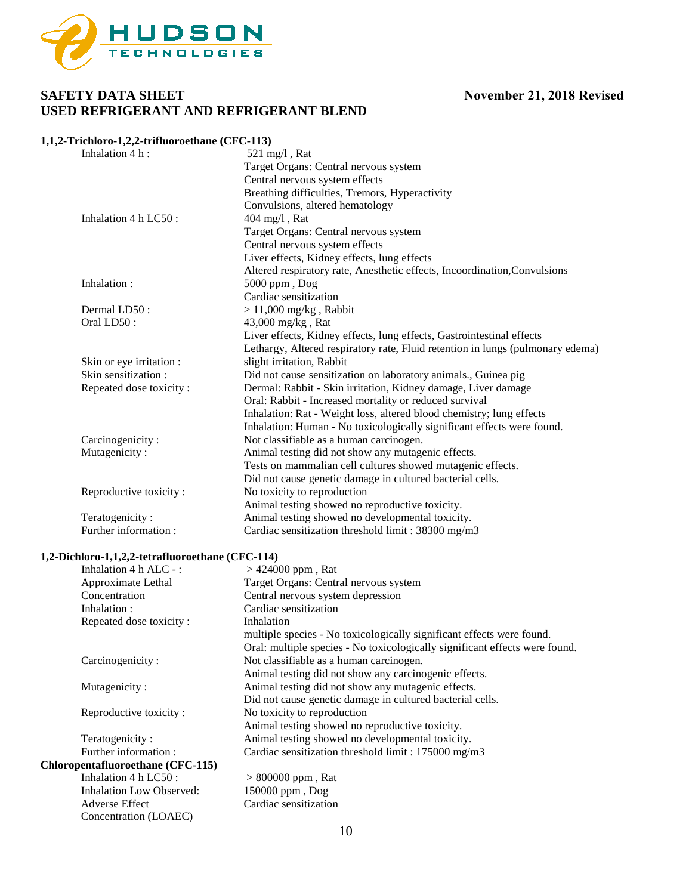**1,1,2-Trichloro-1,2,2-trifluoroethane (CFC-113)**

| | |
|---|---|
| Inhalation 4 h : | 521 mg/l , Rat<br>Target Organs: Central nervous system<br>Central nervous system effects<br>Breathing difficulties, Tremors, Hyperactivity<br>Convulsions, altered hematology |
| Inhalation 4 h LC50 : | 404 mg/l , Rat<br>Target Organs: Central nervous system<br>Central nervous system effects<br>Liver effects, Kidney effects, lung effects<br>Altered respiratory rate, Anesthetic effects, Incoordination,Convulsions |
| Inhalation : | 5000 ppm , Dog<br>Cardiac sensitization |
| Dermal LD50 : | > 11,000 mg/kg , Rabbit |
| Oral LD50 : | 43,000 mg/kg , Rat<br>Liver effects, Kidney effects, lung effects, Gastrointestinal effects<br>Lethargy, Altered respiratory rate, Fluid retention in lungs (pulmonary edema) |
| Skin or eye irritation : | slight irritation, Rabbit |
| Skin sensitization : | Did not cause sensitization on laboratory animals., Guinea pig |
| Repeated dose toxicity : | Dermal: Rabbit - Skin irritation, Kidney damage, Liver damage<br>Oral: Rabbit - Increased mortality or reduced survival<br>Inhalation: Rat - Weight loss, altered blood chemistry; lung effects<br>Inhalation: Human - No toxicologically significant effects were found. |
| Carcinogenicity : | Not classifiable as a human carcinogen. |
| Mutagenicity : | Animal testing did not show any mutagenic effects.<br>Tests on mammalian cell cultures showed mutagenic effects.<br>Did not cause genetic damage in cultured bacterial cells. |
| Reproductive toxicity : | No toxicity to reproduction<br>Animal testing showed no reproductive toxicity. |
| Teratogenicity : | Animal testing showed no developmental toxicity. |
| Further information : | Cardiac sensitization threshold limit : 38300 mg/m3 |

**1,2-Dichloro-1,1,2,2-tetrafluoroethane (CFC-114)**

| | |
|---|---|
| Inhalation 4 h ALC - : Approximate Lethal Concentration | > 424000 ppm , Rat<br>Target Organs: Central nervous system<br>Central nervous system depression |
| Inhalation : | Cardiac sensitization |
| Repeated dose toxicity : | Inhalation<br>multiple species - No toxicologically significant effects were found.<br>Oral: multiple species - No toxicologically significant effects were found. |
| Carcinogenicity : | Not classifiable as a human carcinogen.<br>Animal testing did not show any carcinogenic effects. |
| Mutagenicity : | Animal testing did not show any mutagenic effects.<br>Did not cause genetic damage in cultured bacterial cells. |
| Reproductive toxicity : | No toxicity to reproduction<br>Animal testing showed no reproductive toxicity. |
| Teratogenicity : | Animal testing showed no developmental toxicity. |
| Further information : | Cardiac sensitization threshold limit : 175000 mg/m3 |

**Chloropentafluoroethane (CFC-115)**

| | |
|---|---|
| Inhalation 4 h LC50 : | > 800000 ppm , Rat |
| Inhalation Low Observed: Adverse Effect Concentration (LOAEC) | 150000 ppm , Dog<br>Cardiac sensitization |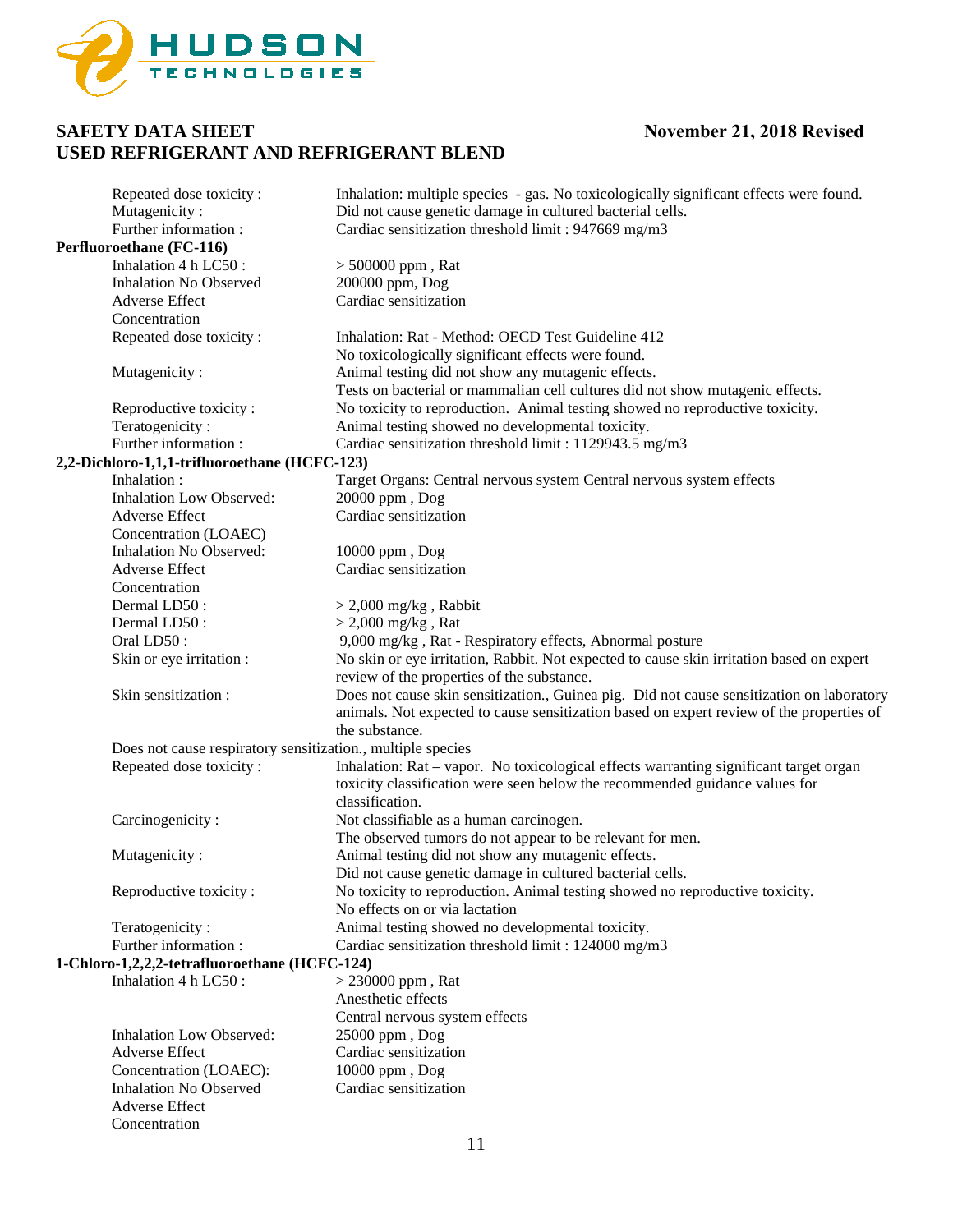| | |
|---|---|
| Repeated dose toxicity : | Inhalation: multiple species - gas. No toxicologically significant effects were found. |
| Mutagenicity : | Did not cause genetic damage in cultured bacterial cells. |
| Further information : | Cardiac sensitization threshold limit : 947669 mg/m3 |

**Perfluoroethane (FC-116)**

| | |
|---|---|
| Inhalation 4 h LC50 : | > 500000 ppm , Rat |
| Inhalation No Observed Adverse Effect Concentration | 200000 ppm, Dog<br>Cardiac sensitization |
| Repeated dose toxicity : | Inhalation: Rat - Method: OECD Test Guideline 412<br>No toxicologically significant effects were found. |
| Mutagenicity : | Animal testing did not show any mutagenic effects.<br>Tests on bacterial or mammalian cell cultures did not show mutagenic effects. |
| Reproductive toxicity : | No toxicity to reproduction. Animal testing showed no reproductive toxicity. |
| Teratogenicity : | Animal testing showed no developmental toxicity. |
| Further information : | Cardiac sensitization threshold limit : 1129943.5 mg/m3 |

**2,2-Dichloro-1,1,1-trifluoroethane (HCFC-123)**

| | |
|---|---|
| Inhalation : | Target Organs: Central nervous system Central nervous system effects |
| Inhalation Low Observed: Adverse Effect Concentration (LOAEC) | 20000 ppm , Dog<br>Cardiac sensitization |
| Inhalation No Observed: Adverse Effect Concentration | 10000 ppm , Dog<br>Cardiac sensitization |
| Dermal LD50 : | > 2,000 mg/kg , Rabbit |
| Dermal LD50 : | > 2,000 mg/kg , Rat |
| Oral LD50 : | 9,000 mg/kg , Rat - Respiratory effects, Abnormal posture |
| Skin or eye irritation : | No skin or eye irritation, Rabbit. Not expected to cause skin irritation based on expert review of the properties of the substance. |
| Skin sensitization : | Does not cause skin sensitization., Guinea pig. Did not cause sensitization on laboratory animals. Not expected to cause sensitization based on expert review of the properties of the substance. |

Does not cause respiratory sensitization., multiple species

| | |
|---|---|
| Repeated dose toxicity : | Inhalation: Rat – vapor. No toxicological effects warranting significant target organ toxicity classification were seen below the recommended guidance values for classification. |
| Carcinogenicity : | Not classifiable as a human carcinogen.<br>The observed tumors do not appear to be relevant for men. |
| Mutagenicity : | Animal testing did not show any mutagenic effects.<br>Did not cause genetic damage in cultured bacterial cells. |
| Reproductive toxicity : | No toxicity to reproduction. Animal testing showed no reproductive toxicity.<br>No effects on or via lactation |
| Teratogenicity : | Animal testing showed no developmental toxicity. |
| Further information : | Cardiac sensitization threshold limit : 124000 mg/m3 |

**1-Chloro-1,2,2,2-tetrafluoroethane (HCFC-124)**

| | |
|---|---|
| Inhalation 4 h LC50 : | > 230000 ppm , Rat<br>Anesthetic effects<br>Central nervous system effects |
| Inhalation Low Observed: Adverse Effect Concentration (LOAEC): | 25000 ppm , Dog<br>Cardiac sensitization |
| Inhalation No Observed Adverse Effect Concentration | 10000 ppm , Dog<br>Cardiac sensitization |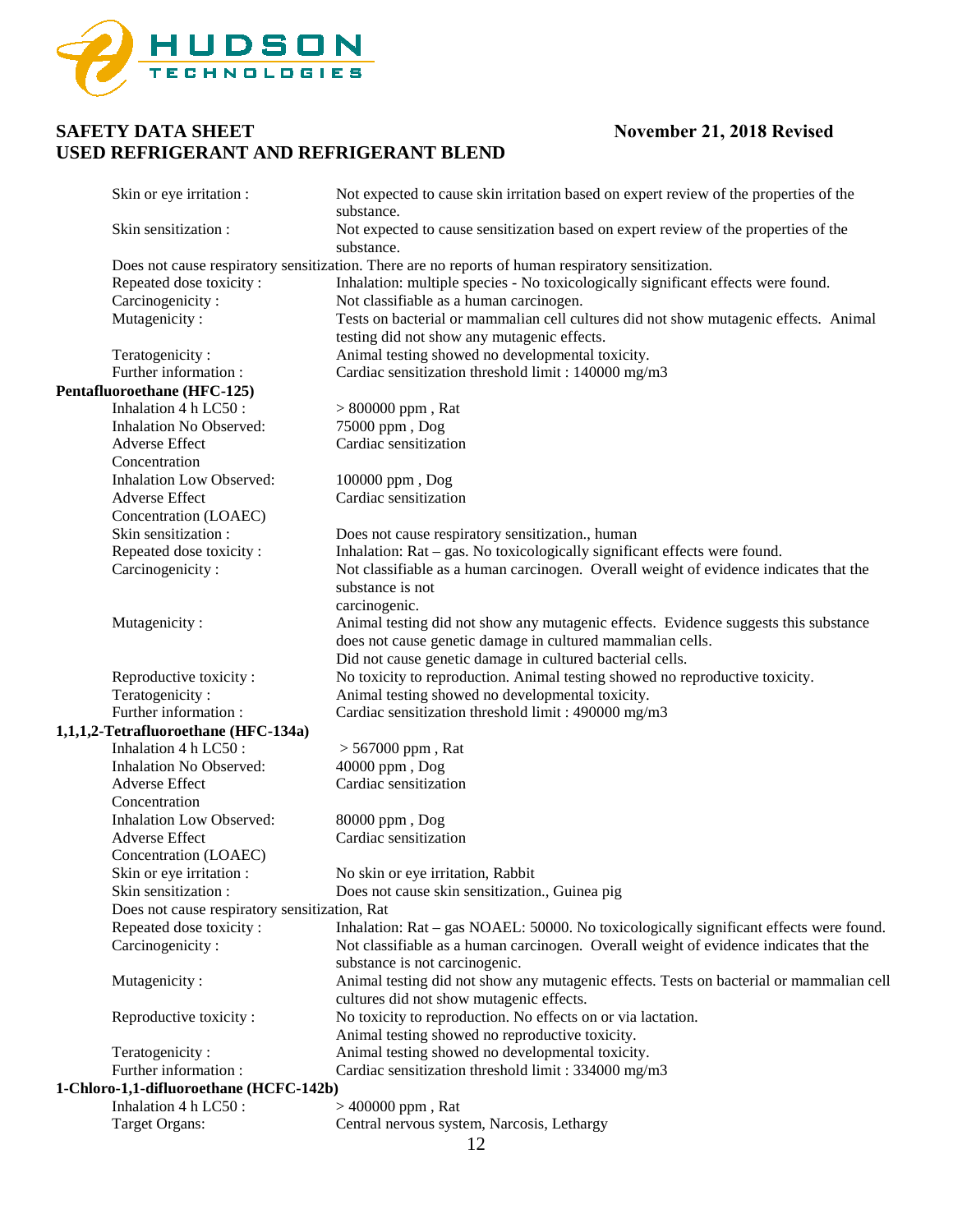| | |
|---|---|
| Skin or eye irritation : | Not expected to cause skin irritation based on expert review of the properties of the substance. |
| Skin sensitization : | Not expected to cause sensitization based on expert review of the properties of the substance. |

Does not cause respiratory sensitization. There are no reports of human respiratory sensitization.

| | |
|---|---|
| Repeated dose toxicity : | Inhalation: multiple species - No toxicologically significant effects were found. |
| Carcinogenicity : | Not classifiable as a human carcinogen. |
| Mutagenicity : | Tests on bacterial or mammalian cell cultures did not show mutagenic effects. Animal testing did not show any mutagenic effects. |
| Teratogenicity : | Animal testing showed no developmental toxicity. |
| Further information : | Cardiac sensitization threshold limit : 140000 mg/m3 |

**Pentafluoroethane (HFC-125)**

| | |
|---|---|
| Inhalation 4 h LC50 : | > 800000 ppm , Rat |
| Inhalation No Observed: Adverse Effect Concentration | 75000 ppm , Dog Cardiac sensitization |
| Inhalation Low Observed: Adverse Effect Concentration (LOAEC) | 100000 ppm , Dog Cardiac sensitization |
| Skin sensitization : | Does not cause respiratory sensitization., human |
| Repeated dose toxicity : | Inhalation: Rat – gas. No toxicologically significant effects were found. |
| Carcinogenicity : | Not classifiable as a human carcinogen. Overall weight of evidence indicates that the substance is not carcinogenic. |
| Mutagenicity : | Animal testing did not show any mutagenic effects. Evidence suggests this substance does not cause genetic damage in cultured mammalian cells. Did not cause genetic damage in cultured bacterial cells. |
| Reproductive toxicity : | No toxicity to reproduction. Animal testing showed no reproductive toxicity. |
| Teratogenicity : | Animal testing showed no developmental toxicity. |
| Further information : | Cardiac sensitization threshold limit : 490000 mg/m3 |

**1,1,1,2-Tetrafluoroethane (HFC-134a)**

| | |
|---|---|
| Inhalation 4 h LC50 : | > 567000 ppm , Rat |
| Inhalation No Observed: Adverse Effect Concentration | 40000 ppm , Dog Cardiac sensitization |
| Inhalation Low Observed: Adverse Effect Concentration (LOAEC) | 80000 ppm , Dog Cardiac sensitization |
| Skin or eye irritation : | No skin or eye irritation, Rabbit |
| Skin sensitization : | Does not cause skin sensitization., Guinea pig |

Does not cause respiratory sensitization, Rat

| | |
|---|---|
| Repeated dose toxicity : | Inhalation: Rat – gas NOAEL: 50000. No toxicologically significant effects were found. |
| Carcinogenicity : | Not classifiable as a human carcinogen. Overall weight of evidence indicates that the substance is not carcinogenic. |
| Mutagenicity : | Animal testing did not show any mutagenic effects. Tests on bacterial or mammalian cell cultures did not show mutagenic effects. |
| Reproductive toxicity : | No toxicity to reproduction. No effects on or via lactation. Animal testing showed no reproductive toxicity. |
| Teratogenicity : | Animal testing showed no developmental toxicity. |
| Further information : | Cardiac sensitization threshold limit : 334000 mg/m3 |

**1-Chloro-1,1-difluoroethane (HCFC-142b)**

| | |
|---|---|
| Inhalation 4 h LC50 : | > 400000 ppm , Rat |
| Target Organs: | Central nervous system, Narcosis, Lethargy |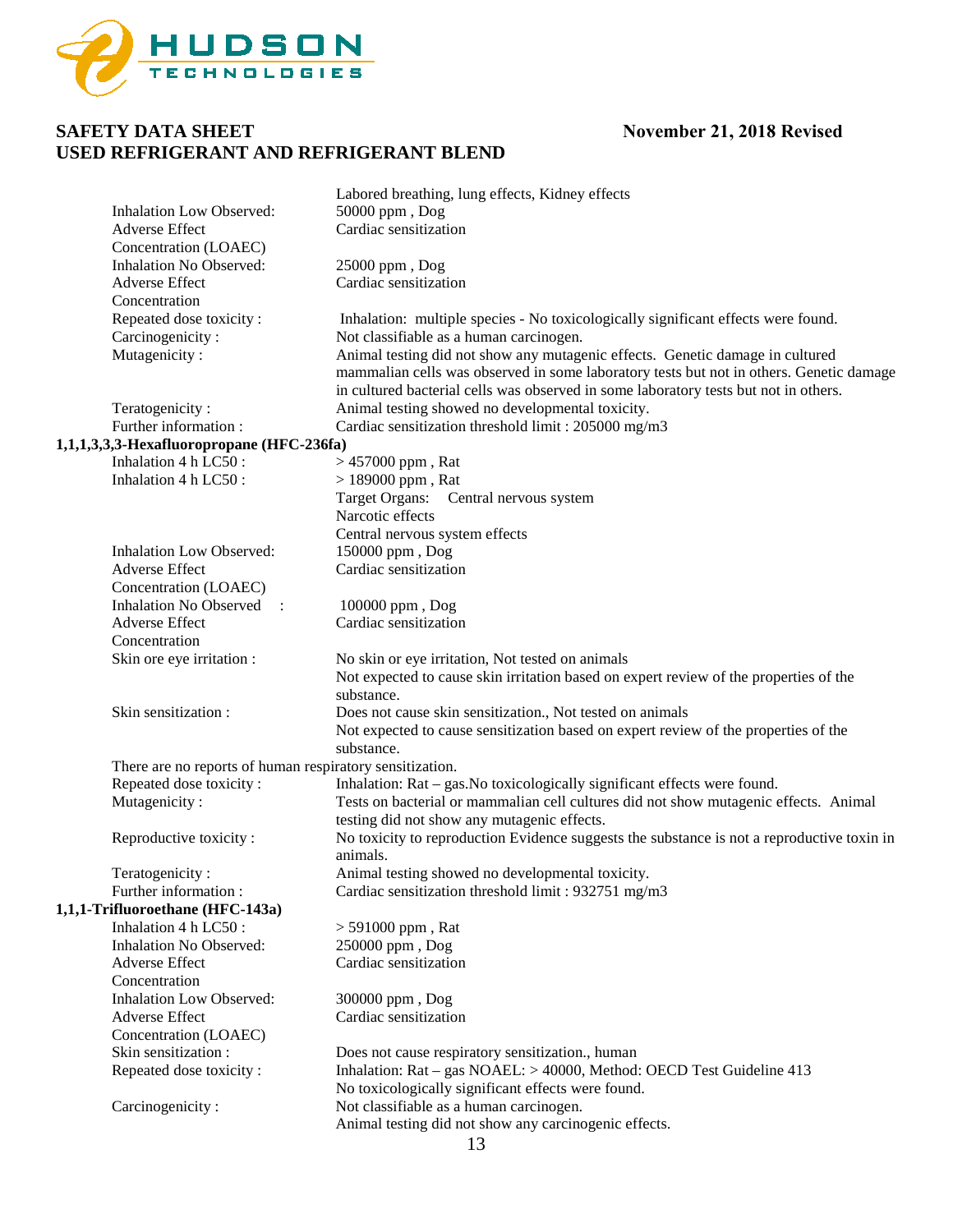| | |
|---|---|
| | Labored breathing, lung effects, Kidney effects |
| Inhalation Low Observed: Adverse Effect Concentration (LOAEC) | 50000 ppm , Dog<br>Cardiac sensitization |
| Inhalation No Observed: Adverse Effect Concentration | 25000 ppm , Dog<br>Cardiac sensitization |
| Repeated dose toxicity : | Inhalation: multiple species - No toxicologically significant effects were found. |
| Carcinogenicity : | Not classifiable as a human carcinogen. |
| Mutagenicity : | Animal testing did not show any mutagenic effects. Genetic damage in cultured mammalian cells was observed in some laboratory tests but not in others. Genetic damage in cultured bacterial cells was observed in some laboratory tests but not in others. |
| Teratogenicity : | Animal testing showed no developmental toxicity. |
| Further information : | Cardiac sensitization threshold limit : 205000 mg/m3 |

**1,1,1,3,3,3-Hexafluoropropane (HFC-236fa)**

| | |
|---|---|
| Inhalation 4 h LC50 : | > 457000 ppm , Rat |
| Inhalation 4 h LC50 : | > 189000 ppm , Rat<br>Target Organs: Central nervous system<br>Narcotic effects<br>Central nervous system effects |
| Inhalation Low Observed: Adverse Effect Concentration (LOAEC) | 150000 ppm , Dog<br>Cardiac sensitization |
| Inhalation No Observed : Adverse Effect Concentration | 100000 ppm , Dog<br>Cardiac sensitization |
| Skin ore eye irritation : | No skin or eye irritation, Not tested on animals<br>Not expected to cause skin irritation based on expert review of the properties of the substance. |
| Skin sensitization : | Does not cause skin sensitization., Not tested on animals<br>Not expected to cause sensitization based on expert review of the properties of the substance. |

There are no reports of human respiratory sensitization.

| | |
|---|---|
| Repeated dose toxicity : | Inhalation: Rat – gas.No toxicologically significant effects were found. |
| Mutagenicity : | Tests on bacterial or mammalian cell cultures did not show mutagenic effects. Animal testing did not show any mutagenic effects. |
| Reproductive toxicity : | No toxicity to reproduction Evidence suggests the substance is not a reproductive toxin in animals. |
| Teratogenicity : | Animal testing showed no developmental toxicity. |
| Further information : | Cardiac sensitization threshold limit : 932751 mg/m3 |

**1,1,1-Trifluoroethane (HFC-143a)**

| | |
|---|---|
| Inhalation 4 h LC50 : | > 591000 ppm , Rat |
| Inhalation No Observed: Adverse Effect Concentration | 250000 ppm , Dog<br>Cardiac sensitization |
| Inhalation Low Observed: Adverse Effect Concentration (LOAEC) | 300000 ppm , Dog<br>Cardiac sensitization |
| Skin sensitization : | Does not cause respiratory sensitization., human |
| Repeated dose toxicity : | Inhalation: Rat – gas NOAEL: > 40000, Method: OECD Test Guideline 413<br>No toxicologically significant effects were found. |
| Carcinogenicity : | Not classifiable as a human carcinogen.<br>Animal testing did not show any carcinogenic effects. |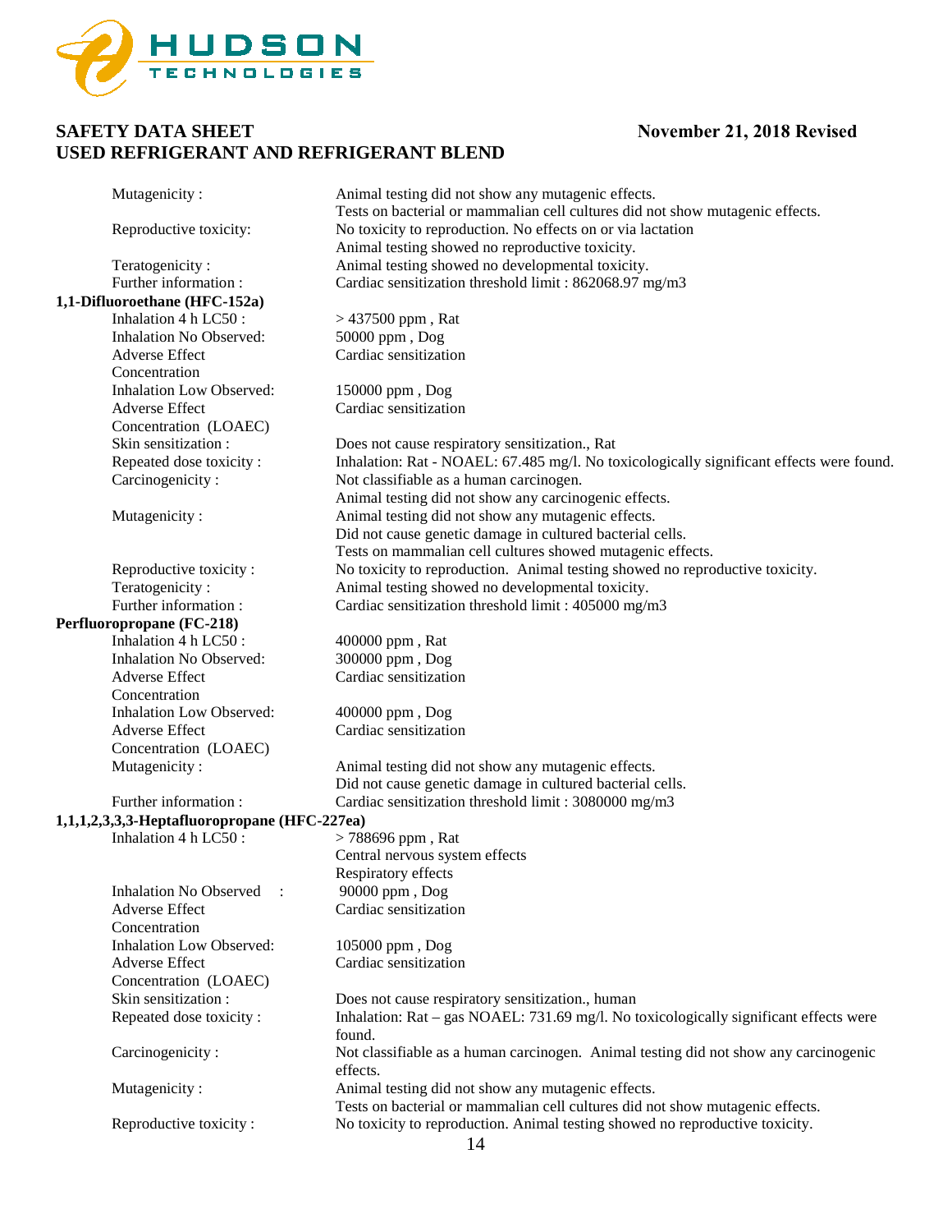| | |
|---|---|
| Mutagenicity : | Animal testing did not show any mutagenic effects. Tests on bacterial or mammalian cell cultures did not show mutagenic effects. |
| Reproductive toxicity: | No toxicity to reproduction. No effects on or via lactation Animal testing showed no reproductive toxicity. |
| Teratogenicity : | Animal testing showed no developmental toxicity. |
| Further information : | Cardiac sensitization threshold limit : 862068.97 mg/m3 |

**1,1-Difluoroethane (HFC-152a)**

| | |
|---|---|
| Inhalation 4 h LC50 : | > 437500 ppm , Rat |
| Inhalation No Observed: Adverse Effect Concentration | 50000 ppm , Dog Cardiac sensitization |
| Inhalation Low Observed: Adverse Effect Concentration (LOAEC) | 150000 ppm , Dog Cardiac sensitization |
| Skin sensitization : | Does not cause respiratory sensitization., Rat |
| Repeated dose toxicity : | Inhalation: Rat - NOAEL: 67.485 mg/l. No toxicologically significant effects were found. |
| Carcinogenicity : | Not classifiable as a human carcinogen. Animal testing did not show any carcinogenic effects. |
| Mutagenicity : | Animal testing did not show any mutagenic effects. Did not cause genetic damage in cultured bacterial cells. Tests on mammalian cell cultures showed mutagenic effects. |
| Reproductive toxicity : | No toxicity to reproduction. Animal testing showed no reproductive toxicity. |
| Teratogenicity : | Animal testing showed no developmental toxicity. |
| Further information : | Cardiac sensitization threshold limit : 405000 mg/m3 |

**Perfluoropropane (FC-218)**

| | |
|---|---|
| Inhalation 4 h LC50 : | 400000 ppm , Rat |
| Inhalation No Observed: Adverse Effect Concentration | 300000 ppm , Dog Cardiac sensitization |
| Inhalation Low Observed: Adverse Effect Concentration (LOAEC) | 400000 ppm , Dog Cardiac sensitization |
| Mutagenicity : | Animal testing did not show any mutagenic effects. Did not cause genetic damage in cultured bacterial cells. |
| Further information : | Cardiac sensitization threshold limit : 3080000 mg/m3 |

**1,1,1,2,3,3,3-Heptafluoropropane (HFC-227ea)**

| | |
|---|---|
| Inhalation 4 h LC50 : | > 788696 ppm , Rat Central nervous system effects Respiratory effects |
| Inhalation No Observed : Adverse Effect Concentration | 90000 ppm , Dog Cardiac sensitization |
| Inhalation Low Observed: Adverse Effect Concentration (LOAEC) | 105000 ppm , Dog Cardiac sensitization |
| Skin sensitization : | Does not cause respiratory sensitization., human |
| Repeated dose toxicity : | Inhalation: Rat – gas NOAEL: 731.69 mg/l. No toxicologically significant effects were found. |
| Carcinogenicity : | Not classifiable as a human carcinogen. Animal testing did not show any carcinogenic effects. |
| Mutagenicity : | Animal testing did not show any mutagenic effects. Tests on bacterial or mammalian cell cultures did not show mutagenic effects. |
| Reproductive toxicity : | No toxicity to reproduction. Animal testing showed no reproductive toxicity. |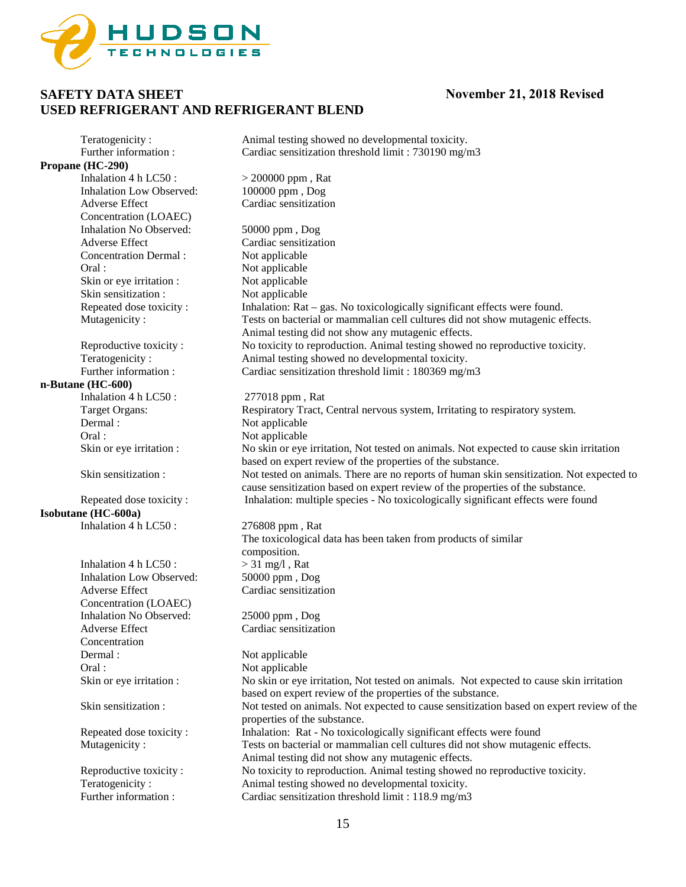| | |
|---|---|
| Teratogenicity : | Animal testing showed no developmental toxicity. |
| Further information : | Cardiac sensitization threshold limit : 730190 mg/m3 |

**Propane (HC-290)**

| | |
|---|---|
| Inhalation 4 h LC50 : | > 200000 ppm , Rat |
| Inhalation Low Observed: Adverse Effect Concentration (LOAEC) | 100000 ppm , Dog Cardiac sensitization |
| Inhalation No Observed: Adverse Effect Concentration | 50000 ppm , Dog Cardiac sensitization |
| Dermal : | Not applicable |
| Oral : | Not applicable |
| Skin or eye irritation : | Not applicable |
| Skin sensitization : | Not applicable |
| Repeated dose toxicity : | Inhalation: Rat – gas. No toxicologically significant effects were found. |
| Mutagenicity : | Tests on bacterial or mammalian cell cultures did not show mutagenic effects. Animal testing did not show any mutagenic effects. |
| Reproductive toxicity : | No toxicity to reproduction. Animal testing showed no reproductive toxicity. |
| Teratogenicity : | Animal testing showed no developmental toxicity. |
| Further information : | Cardiac sensitization threshold limit : 180369 mg/m3 |

**n-Butane (HC-600)**

| | |
|---|---|
| Inhalation 4 h LC50 : | 277018 ppm , Rat |
| Target Organs: | Respiratory Tract, Central nervous system, Irritating to respiratory system. |
| Dermal : | Not applicable |
| Oral : | Not applicable |
| Skin or eye irritation : | No skin or eye irritation, Not tested on animals. Not expected to cause skin irritation based on expert review of the properties of the substance. |
| Skin sensitization : | Not tested on animals. There are no reports of human skin sensitization. Not expected to cause sensitization based on expert review of the properties of the substance. |
| Repeated dose toxicity : | Inhalation: multiple species - No toxicologically significant effects were found |

**Isobutane (HC-600a)**

| | |
|---|---|
| Inhalation 4 h LC50 : | 276808 ppm , Rat The toxicological data has been taken from products of similar composition. |
| Inhalation 4 h LC50 : | > 31 mg/l , Rat |
| Inhalation Low Observed: Adverse Effect Concentration (LOAEC) | 50000 ppm , Dog Cardiac sensitization |
| Inhalation No Observed: Adverse Effect Concentration | 25000 ppm , Dog Cardiac sensitization |
| Dermal : | Not applicable |
| Oral : | Not applicable |
| Skin or eye irritation : | No skin or eye irritation, Not tested on animals. Not expected to cause skin irritation based on expert review of the properties of the substance. |
| Skin sensitization : | Not tested on animals. Not expected to cause sensitization based on expert review of the properties of the substance. |
| Repeated dose toxicity : | Inhalation: Rat - No toxicologically significant effects were found |
| Mutagenicity : | Tests on bacterial or mammalian cell cultures did not show mutagenic effects. Animal testing did not show any mutagenic effects. |
| Reproductive toxicity : | No toxicity to reproduction. Animal testing showed no reproductive toxicity. |
| Teratogenicity : | Animal testing showed no developmental toxicity. |
| Further information : | Cardiac sensitization threshold limit : 118.9 mg/m3 |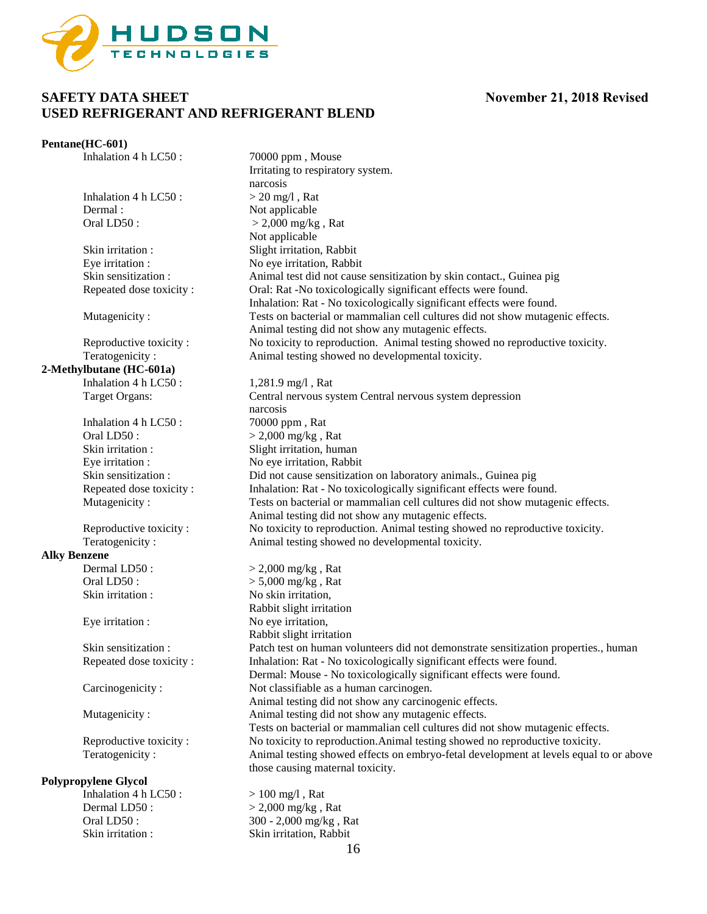**Pentane(HC-601)**

| | |
|---|---|
| Inhalation 4 h LC50 : | 70000 ppm , Mouse<br>Irritating to respiratory system.<br>narcosis |
| Inhalation 4 h LC50 : | > 20 mg/l , Rat |
| Dermal : | Not applicable |
| Oral LD50 : | > 2,000 mg/kg , Rat<br>Not applicable |
| Skin irritation : | Slight irritation, Rabbit |
| Eye irritation : | No eye irritation, Rabbit |
| Skin sensitization : | Animal test did not cause sensitization by skin contact., Guinea pig |
| Repeated dose toxicity : | Oral: Rat -No toxicologically significant effects were found.<br>Inhalation: Rat - No toxicologically significant effects were found. |
| Mutagenicity : | Tests on bacterial or mammalian cell cultures did not show mutagenic effects.<br>Animal testing did not show any mutagenic effects. |
| Reproductive toxicity : | No toxicity to reproduction. Animal testing showed no reproductive toxicity. |
| Teratogenicity : | Animal testing showed no developmental toxicity. |

**2-Methylbutane (HC-601a)**

| | |
|---|---|
| Inhalation 4 h LC50 : | 1,281.9 mg/l , Rat |
| Target Organs: | Central nervous system Central nervous system depression<br>narcosis |
| Inhalation 4 h LC50 : | 70000 ppm , Rat |
| Oral LD50 : | > 2,000 mg/kg , Rat |
| Skin irritation : | Slight irritation, human |
| Eye irritation : | No eye irritation, Rabbit |
| Skin sensitization : | Did not cause sensitization on laboratory animals., Guinea pig |
| Repeated dose toxicity : | Inhalation: Rat - No toxicologically significant effects were found. |
| Mutagenicity : | Tests on bacterial or mammalian cell cultures did not show mutagenic effects.<br>Animal testing did not show any mutagenic effects. |
| Reproductive toxicity : | No toxicity to reproduction. Animal testing showed no reproductive toxicity. |
| Teratogenicity : | Animal testing showed no developmental toxicity. |

**Alky Benzene**

| | |
|---|---|
| Dermal LD50 : | > 2,000 mg/kg , Rat |
| Oral LD50 : | > 5,000 mg/kg , Rat |
| Skin irritation : | No skin irritation,<br>Rabbit slight irritation |
| Eye irritation : | No eye irritation,<br>Rabbit slight irritation |
| Skin sensitization : | Patch test on human volunteers did not demonstrate sensitization properties., human |
| Repeated dose toxicity : | Inhalation: Rat - No toxicologically significant effects were found.<br>Dermal: Mouse - No toxicologically significant effects were found. |
| Carcinogenicity : | Not classifiable as a human carcinogen.<br>Animal testing did not show any carcinogenic effects. |
| Mutagenicity : | Animal testing did not show any mutagenic effects.<br>Tests on bacterial or mammalian cell cultures did not show mutagenic effects. |
| Reproductive toxicity : | No toxicity to reproduction.Animal testing showed no reproductive toxicity. |
| Teratogenicity : | Animal testing showed effects on embryo-fetal development at levels equal to or above those causing maternal toxicity. |

**Polypropylene Glycol**

| | |
|---|---|
| Inhalation 4 h LC50 : | > 100 mg/l , Rat |
| Dermal LD50 : | > 2,000 mg/kg , Rat |
| Oral LD50 : | 300 - 2,000 mg/kg , Rat |
| Skin irritation : | Skin irritation, Rabbit |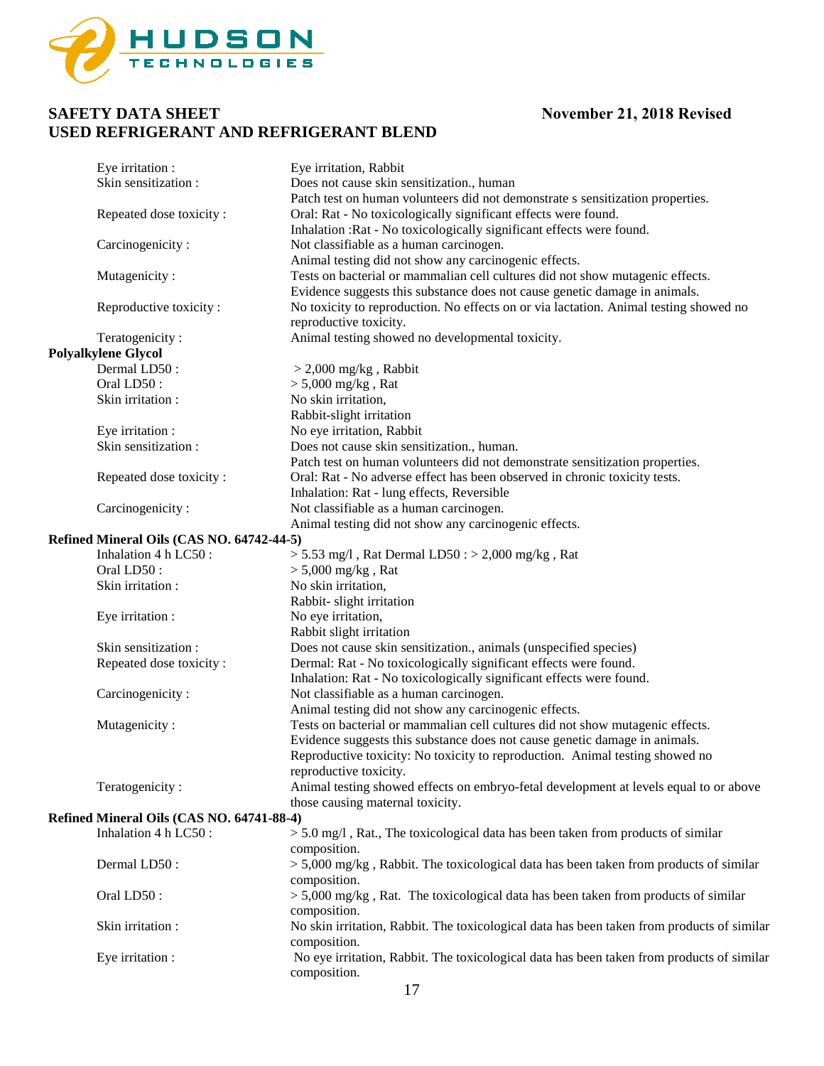| | |
|---|---|
| Eye irritation : | Eye irritation, Rabbit |
| Skin sensitization : | Does not cause skin sensitization., human<br>Patch test on human volunteers did not demonstrate s sensitization properties. |
| Repeated dose toxicity : | Oral: Rat - No toxicologically significant effects were found.<br>Inhalation :Rat - No toxicologically significant effects were found. |
| Carcinogenicity : | Not classifiable as a human carcinogen.<br>Animal testing did not show any carcinogenic effects. |
| Mutagenicity : | Tests on bacterial or mammalian cell cultures did not show mutagenic effects.<br>Evidence suggests this substance does not cause genetic damage in animals. |
| Reproductive toxicity : | No toxicity to reproduction. No effects on or via lactation. Animal testing showed no reproductive toxicity. |
| Teratogenicity : | Animal testing showed no developmental toxicity. |

**Polyalkylene Glycol**

| | |
|---|---|
| Dermal LD50 : | > 2,000 mg/kg , Rabbit |
| Oral LD50 : | > 5,000 mg/kg , Rat |
| Skin irritation : | No skin irritation,<br>Rabbit-slight irritation |
| Eye irritation : | No eye irritation, Rabbit |
| Skin sensitization : | Does not cause skin sensitization., human.<br>Patch test on human volunteers did not demonstrate sensitization properties. |
| Repeated dose toxicity : | Oral: Rat - No adverse effect has been observed in chronic toxicity tests.<br>Inhalation: Rat - lung effects, Reversible |
| Carcinogenicity : | Not classifiable as a human carcinogen.<br>Animal testing did not show any carcinogenic effects. |

**Refined Mineral Oils (CAS NO. 64742-44-5)**

| | |
|---|---|
| Inhalation 4 h LC50 : | > 5.53 mg/l , Rat Dermal LD50 : > 2,000 mg/kg , Rat |
| Oral LD50 : | > 5,000 mg/kg , Rat |
| Skin irritation : | No skin irritation,<br>Rabbit- slight irritation |
| Eye irritation : | No eye irritation,<br>Rabbit slight irritation |
| Skin sensitization : | Does not cause skin sensitization., animals (unspecified species) |
| Repeated dose toxicity : | Dermal: Rat - No toxicologically significant effects were found.<br>Inhalation: Rat - No toxicologically significant effects were found. |
| Carcinogenicity : | Not classifiable as a human carcinogen.<br>Animal testing did not show any carcinogenic effects. |
| Mutagenicity : | Tests on bacterial or mammalian cell cultures did not show mutagenic effects.<br>Evidence suggests this substance does not cause genetic damage in animals.<br>Reproductive toxicity: No toxicity to reproduction. Animal testing showed no reproductive toxicity. |
| Teratogenicity : | Animal testing showed effects on embryo-fetal development at levels equal to or above those causing maternal toxicity. |

**Refined Mineral Oils (CAS NO. 64741-88-4)**

| | |
|---|---|
| Inhalation 4 h LC50 : | > 5.0 mg/l , Rat., The toxicological data has been taken from products of similar composition. |
| Dermal LD50 : | > 5,000 mg/kg , Rabbit. The toxicological data has been taken from products of similar composition. |
| Oral LD50 : | > 5,000 mg/kg , Rat. The toxicological data has been taken from products of similar composition. |
| Skin irritation : | No skin irritation, Rabbit. The toxicological data has been taken from products of similar composition. |
| Eye irritation : | No eye irritation, Rabbit. The toxicological data has been taken from products of similar composition. |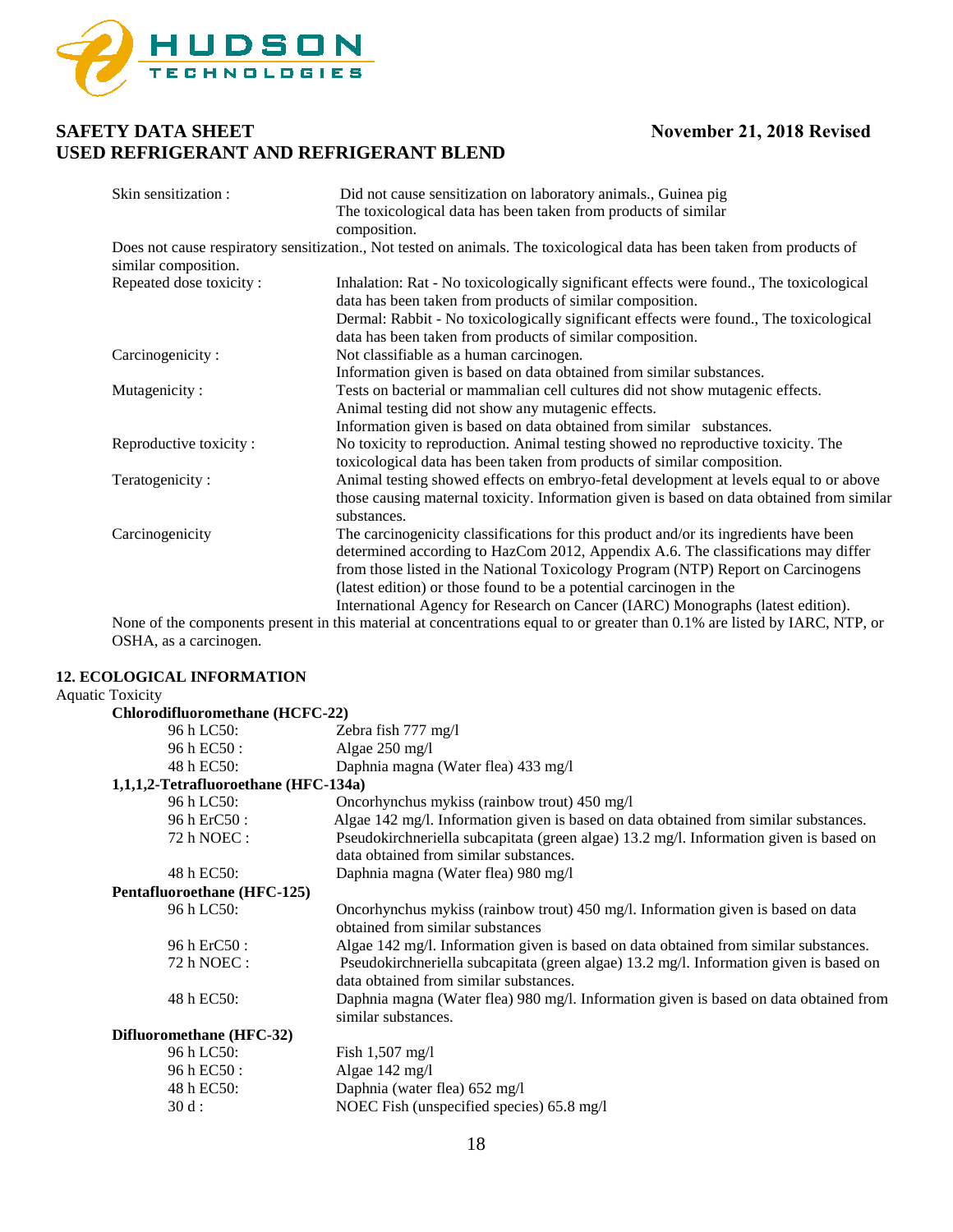| | |
|---|---|
| Skin sensitization : | Did not cause sensitization on laboratory animals., Guinea pig<br>The toxicological data has been taken from products of similar composition. |

Does not cause respiratory sensitization., Not tested on animals. The toxicological data has been taken from products of similar composition.

| | |
|---|---|
| Repeated dose toxicity : | Inhalation: Rat - No toxicologically significant effects were found., The toxicological data has been taken from products of similar composition.<br>Dermal: Rabbit - No toxicologically significant effects were found., The toxicological data has been taken from products of similar composition. |
| Carcinogenicity : | Not classifiable as a human carcinogen.<br>Information given is based on data obtained from similar substances. |
| Mutagenicity : | Tests on bacterial or mammalian cell cultures did not show mutagenic effects.<br>Animal testing did not show any mutagenic effects.<br>Information given is based on data obtained from similar substances. |
| Reproductive toxicity : | No toxicity to reproduction. Animal testing showed no reproductive toxicity. The toxicological data has been taken from products of similar composition. |
| Teratogenicity : | Animal testing showed effects on embryo-fetal development at levels equal to or above those causing maternal toxicity. Information given is based on data obtained from similar substances. |
| Carcinogenicity | The carcinogenicity classifications for this product and/or its ingredients have been determined according to HazCom 2012, Appendix A.6. The classifications may differ from those listed in the National Toxicology Program (NTP) Report on Carcinogens (latest edition) or those found to be a potential carcinogen in the International Agency for Research on Cancer (IARC) Monographs (latest edition). |

None of the components present in this material at concentrations equal to or greater than 0.1% are listed by IARC, NTP, or OSHA, as a carcinogen.

## 12. ECOLOGICAL INFORMATION

Aquatic Toxicity

**Chlorodifluoromethane (HCFC-22)**

| | |
|---|---|
| 96 h LC50: | Zebra fish 777 mg/l |
| 96 h EC50 : | Algae 250 mg/l |
| 48 h EC50: | Daphnia magna (Water flea) 433 mg/l |

**1,1,1,2-Tetrafluoroethane (HFC-134a)**

| | |
|---|---|
| 96 h LC50: | Oncorhynchus mykiss (rainbow trout) 450 mg/l |
| 96 h ErC50 : | Algae 142 mg/l. Information given is based on data obtained from similar substances. |
| 72 h NOEC : | Pseudokirchneriella subcapitata (green algae) 13.2 mg/l. Information given is based on data obtained from similar substances. |
| 48 h EC50: | Daphnia magna (Water flea) 980 mg/l |

**Pentafluoroethane (HFC-125)**

| | |
|---|---|
| 96 h LC50: | Oncorhynchus mykiss (rainbow trout) 450 mg/l. Information given is based on data obtained from similar substances |
| 96 h ErC50 : | Algae 142 mg/l. Information given is based on data obtained from similar substances. |
| 72 h NOEC : | Pseudokirchneriella subcapitata (green algae) 13.2 mg/l. Information given is based on data obtained from similar substances. |
| 48 h EC50: | Daphnia magna (Water flea) 980 mg/l. Information given is based on data obtained from similar substances. |

**Difluoromethane (HFC-32)**

| | |
|---|---|
| 96 h LC50: | Fish 1,507 mg/l |
| 96 h EC50 : | Algae 142 mg/l |
| 48 h EC50: | Daphnia (water flea) 652 mg/l |
| 30 d : | NOEC Fish (unspecified species) 65.8 mg/l |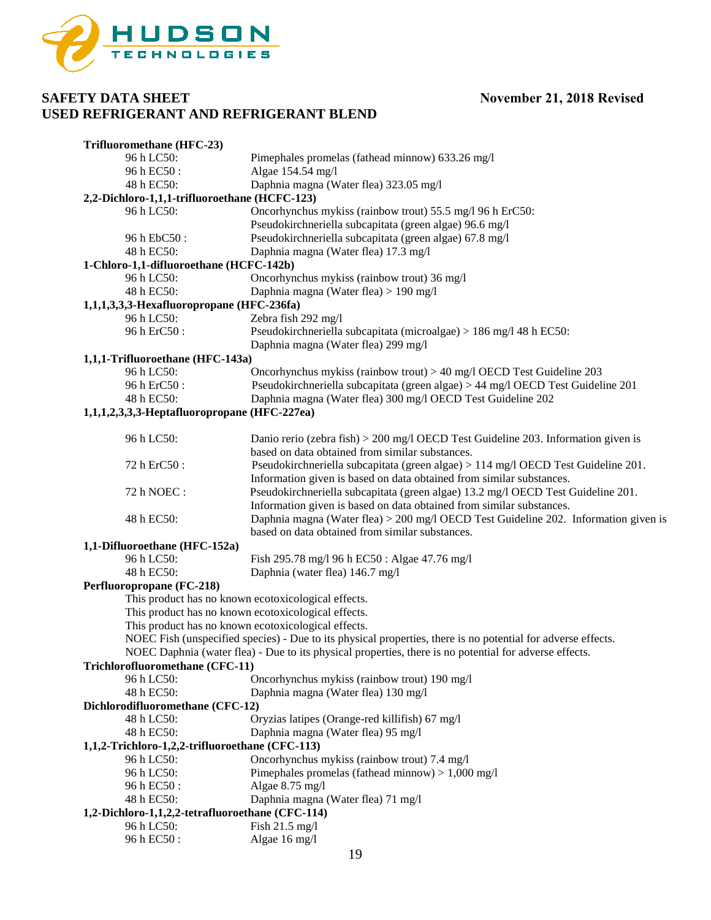**Trifluoromethane (HFC-23)**

| | |
|---|---|
| 96 h LC50: | Pimephales promelas (fathead minnow) 633.26 mg/l |
| 96 h EC50 : | Algae 154.54 mg/l |
| 48 h EC50: | Daphnia magna (Water flea) 323.05 mg/l |

**2,2-Dichloro-1,1,1-trifluoroethane (HCFC-123)**

| | |
|---|---|
| 96 h LC50: | Oncorhynchus mykiss (rainbow trout) 55.5 mg/l 96 h ErC50: Pseudokirchneriella subcapitata (green algae) 96.6 mg/l |
| 96 h EbC50 : | Pseudokirchneriella subcapitata (green algae) 67.8 mg/l |
| 48 h EC50: | Daphnia magna (Water flea) 17.3 mg/l |

**1-Chloro-1,1-difluoroethane (HCFC-142b)**

| | |
|---|---|
| 96 h LC50: | Oncorhynchus mykiss (rainbow trout) 36 mg/l |
| 48 h EC50: | Daphnia magna (Water flea) > 190 mg/l |

**1,1,1,3,3,3-Hexafluoropropane (HFC-236fa)**

| | |
|---|---|
| 96 h LC50: | Zebra fish 292 mg/l |
| 96 h ErC50 : | Pseudokirchneriella subcapitata (microalgae) > 186 mg/l 48 h EC50: Daphnia magna (Water flea) 299 mg/l |

**1,1,1-Trifluoroethane (HFC-143a)**

| | |
|---|---|
| 96 h LC50: | Oncorhynchus mykiss (rainbow trout) > 40 mg/l OECD Test Guideline 203 |
| 96 h ErC50 : | Pseudokirchneriella subcapitata (green algae) > 44 mg/l OECD Test Guideline 201 |
| 48 h EC50: | Daphnia magna (Water flea) 300 mg/l OECD Test Guideline 202 |

**1,1,1,2,3,3,3-Heptafluoropropane (HFC-227ea)**

| | |
|---|---|
| 96 h LC50: | Danio rerio (zebra fish) > 200 mg/l OECD Test Guideline 203. Information given is based on data obtained from similar substances. |
| 72 h ErC50 : | Pseudokirchneriella subcapitata (green algae) > 114 mg/l OECD Test Guideline 201. Information given is based on data obtained from similar substances. |
| 72 h NOEC : | Pseudokirchneriella subcapitata (green algae) 13.2 mg/l OECD Test Guideline 201. Information given is based on data obtained from similar substances. |
| 48 h EC50: | Daphnia magna (Water flea) > 200 mg/l OECD Test Guideline 202. Information given is based on data obtained from similar substances. |

**1,1-Difluoroethane (HFC-152a)**

| | |
|---|---|
| 96 h LC50: | Fish 295.78 mg/l 96 h EC50 : Algae 47.76 mg/l |
| 48 h EC50: | Daphnia (water flea) 146.7 mg/l |

**Perfluoropropane (FC-218)**

This product has no known ecotoxicological effects.
This product has no known ecotoxicological effects.
This product has no known ecotoxicological effects.
NOEC Fish (unspecified species) - Due to its physical properties, there is no potential for adverse effects.
NOEC Daphnia (water flea) - Due to its physical properties, there is no potential for adverse effects.

**Trichlorofluoromethane (CFC-11)**

| | |
|---|---|
| 96 h LC50: | Oncorhynchus mykiss (rainbow trout) 190 mg/l |
| 48 h EC50: | Daphnia magna (Water flea) 130 mg/l |

**Dichlorodifluoromethane (CFC-12)**

| | |
|---|---|
| 48 h LC50: | Oryzias latipes (Orange-red killifish) 67 mg/l |
| 48 h EC50: | Daphnia magna (Water flea) 95 mg/l |

**1,1,2-Trichloro-1,2,2-trifluoroethane (CFC-113)**

| | |
|---|---|
| 96 h LC50: | Oncorhynchus mykiss (rainbow trout) 7.4 mg/l |
| 96 h LC50: | Pimephales promelas (fathead minnow) > 1,000 mg/l |
| 96 h EC50 : | Algae 8.75 mg/l |
| 48 h EC50: | Daphnia magna (Water flea) 71 mg/l |

**1,2-Dichloro-1,1,2,2-tetrafluoroethane (CFC-114)**

| | |
|---|---|
| 96 h LC50: | Fish 21.5 mg/l |
| 96 h EC50 : | Algae 16 mg/l |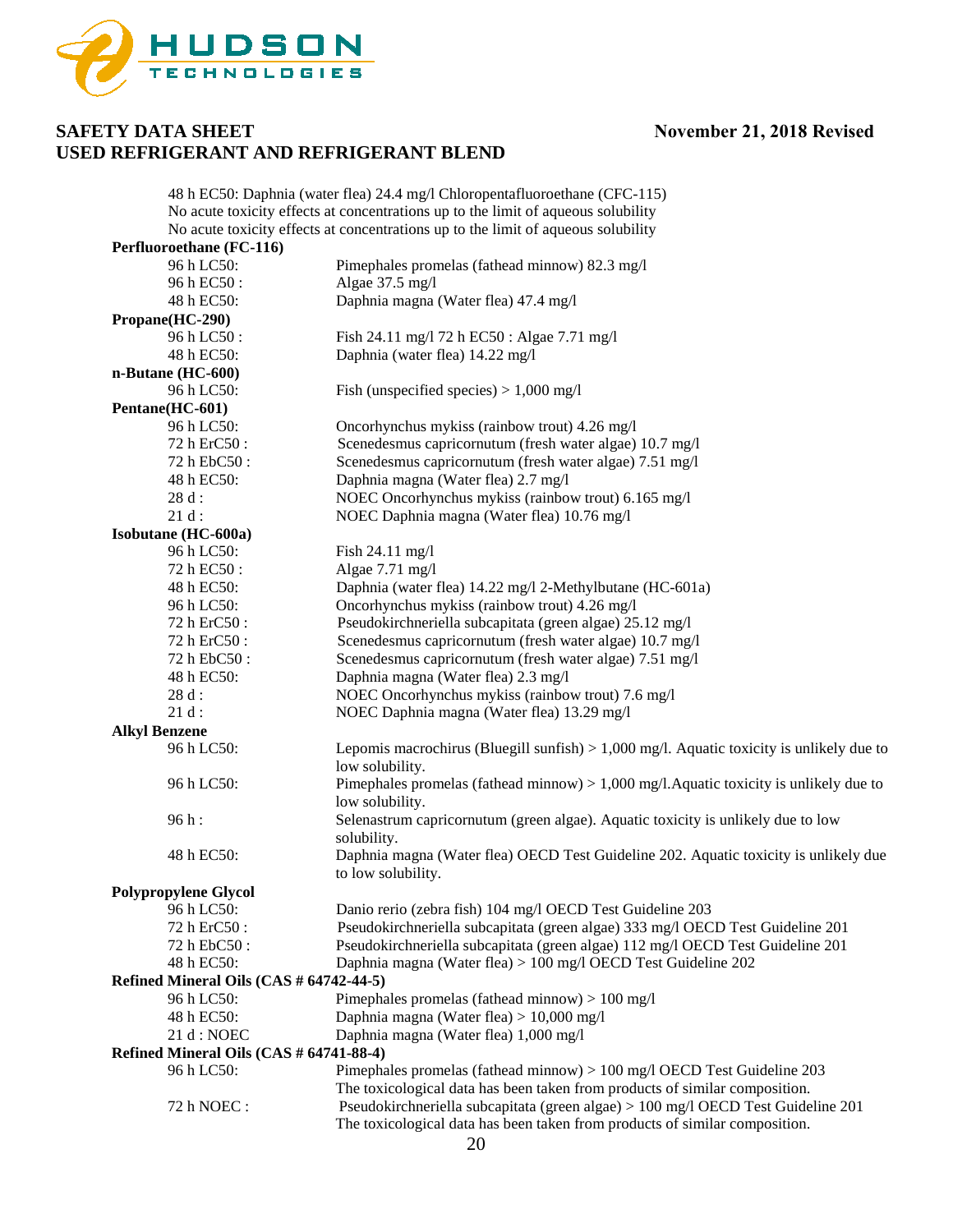48 h EC50: Daphnia (water flea) 24.4 mg/l Chloropentafluoroethane (CFC-115)
No acute toxicity effects at concentrations up to the limit of aqueous solubility
No acute toxicity effects at concentrations up to the limit of aqueous solubility

**Perfluoroethane (FC-116)**

| | |
|---|---|
| 96 h LC50: | Pimephales promelas (fathead minnow) 82.3 mg/l |
| 96 h EC50 : | Algae 37.5 mg/l |
| 48 h EC50: | Daphnia magna (Water flea) 47.4 mg/l |

**Propane(HC-290)**

| | |
|---|---|
| 96 h LC50 : | Fish 24.11 mg/l 72 h EC50 : Algae 7.71 mg/l |
| 48 h EC50: | Daphnia (water flea) 14.22 mg/l |

**n-Butane (HC-600)**

| | |
|---|---|
| 96 h LC50: | Fish (unspecified species) > 1,000 mg/l |

**Pentane(HC-601)**

| | |
|---|---|
| 96 h LC50: | Oncorhynchus mykiss (rainbow trout) 4.26 mg/l |
| 72 h ErC50 : | Scenedesmus capricornutum (fresh water algae) 10.7 mg/l |
| 72 h EbC50 : | Scenedesmus capricornutum (fresh water algae) 7.51 mg/l |
| 48 h EC50: | Daphnia magna (Water flea) 2.7 mg/l |
| 28 d : | NOEC Oncorhynchus mykiss (rainbow trout) 6.165 mg/l |
| 21 d : | NOEC Daphnia magna (Water flea) 10.76 mg/l |

**Isobutane (HC-600a)**

| | |
|---|---|
| 96 h LC50: | Fish 24.11 mg/l |
| 72 h EC50 : | Algae 7.71 mg/l |
| 48 h EC50: | Daphnia (water flea) 14.22 mg/l 2-Methylbutane (HC-601a) |
| 96 h LC50: | Oncorhynchus mykiss (rainbow trout) 4.26 mg/l |
| 72 h ErC50 : | Pseudokirchneriella subcapitata (green algae) 25.12 mg/l |
| 72 h ErC50 : | Scenedesmus capricornutum (fresh water algae) 10.7 mg/l |
| 72 h EbC50 : | Scenedesmus capricornutum (fresh water algae) 7.51 mg/l |
| 48 h EC50: | Daphnia magna (Water flea) 2.3 mg/l |
| 28 d : | NOEC Oncorhynchus mykiss (rainbow trout) 7.6 mg/l |
| 21 d : | NOEC Daphnia magna (Water flea) 13.29 mg/l |

**Alkyl Benzene**

| | |
|---|---|
| 96 h LC50: | Lepomis macrochirus (Bluegill sunfish) > 1,000 mg/l. Aquatic toxicity is unlikely due to low solubility. |
| 96 h LC50: | Pimephales promelas (fathead minnow) > 1,000 mg/l.Aquatic toxicity is unlikely due to low solubility. |
| 96 h : | Selenastrum capricornutum (green algae). Aquatic toxicity is unlikely due to low solubility. |
| 48 h EC50: | Daphnia magna (Water flea) OECD Test Guideline 202. Aquatic toxicity is unlikely due to low solubility. |

**Polypropylene Glycol**

| | |
|---|---|
| 96 h LC50: | Danio rerio (zebra fish) 104 mg/l OECD Test Guideline 203 |
| 72 h ErC50 : | Pseudokirchneriella subcapitata (green algae) 333 mg/l OECD Test Guideline 201 |
| 72 h EbC50 : | Pseudokirchneriella subcapitata (green algae) 112 mg/l OECD Test Guideline 201 |
| 48 h EC50: | Daphnia magna (Water flea) > 100 mg/l OECD Test Guideline 202 |

**Refined Mineral Oils (CAS # 64742-44-5)**

| | |
|---|---|
| 96 h LC50: | Pimephales promelas (fathead minnow) > 100 mg/l |
| 48 h EC50: | Daphnia magna (Water flea) > 10,000 mg/l |
| 21 d : NOEC | Daphnia magna (Water flea) 1,000 mg/l |

**Refined Mineral Oils (CAS # 64741-88-4)**

| | |
|---|---|
| 96 h LC50: | Pimephales promelas (fathead minnow) > 100 mg/l OECD Test Guideline 203 The toxicological data has been taken from products of similar composition. |
| 72 h NOEC : | Pseudokirchneriella subcapitata (green algae) > 100 mg/l OECD Test Guideline 201 The toxicological data has been taken from products of similar composition. |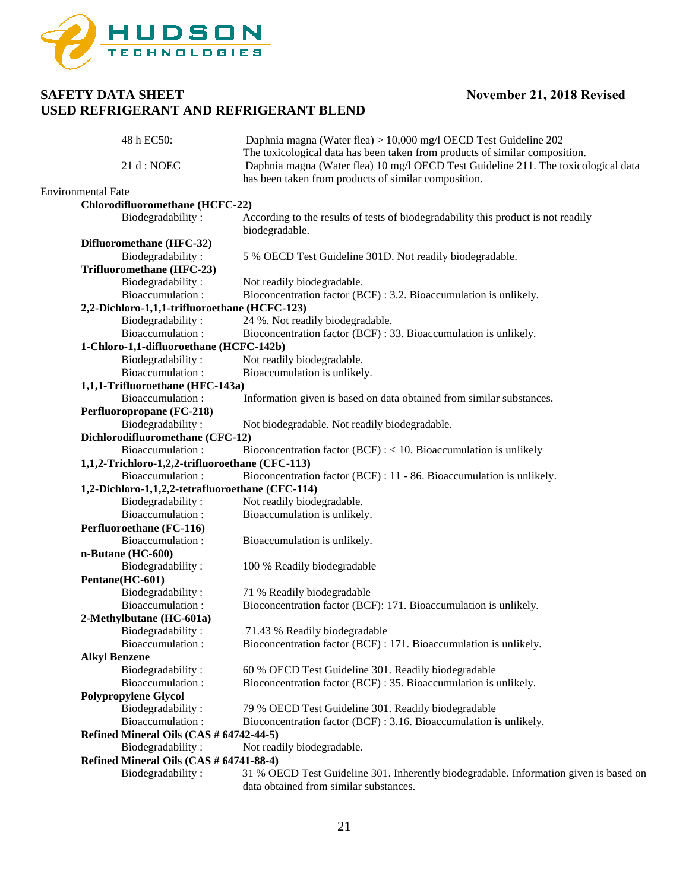| | |
|---|---|
| 48 h EC50: | Daphnia magna (Water flea) > 10,000 mg/l OECD Test Guideline 202 The toxicological data has been taken from products of similar composition. |
| 21 d : NOEC | Daphnia magna (Water flea) 10 mg/l OECD Test Guideline 211. The toxicological data has been taken from products of similar composition. |

Environmental Fate

**Chlorodifluoromethane (HCFC-22)**

| | |
|---|---|
| Biodegradability : | According to the results of tests of biodegradability this product is not readily biodegradable. |

**Difluoromethane (HFC-32)**

| | |
|---|---|
| Biodegradability : | 5 % OECD Test Guideline 301D. Not readily biodegradable. |

**Trifluoromethane (HFC-23)**

| | |
|---|---|
| Biodegradability : | Not readily biodegradable. |
| Bioaccumulation : | Bioconcentration factor (BCF) : 3.2. Bioaccumulation is unlikely. |

**2,2-Dichloro-1,1,1-trifluoroethane (HCFC-123)**

| | |
|---|---|
| Biodegradability : | 24 %. Not readily biodegradable. |
| Bioaccumulation : | Bioconcentration factor (BCF) : 33. Bioaccumulation is unlikely. |

**1-Chloro-1,1-difluoroethane (HCFC-142b)**

| | |
|---|---|
| Biodegradability : | Not readily biodegradable. |
| Bioaccumulation : | Bioaccumulation is unlikely. |

**1,1,1-Trifluoroethane (HFC-143a)**

| | |
|---|---|
| Bioaccumulation : | Information given is based on data obtained from similar substances. |

**Perfluoropropane (FC-218)**

| | |
|---|---|
| Biodegradability : | Not biodegradable. Not readily biodegradable. |

**Dichlorodifluoromethane (CFC-12)**

| | |
|---|---|
| Bioaccumulation : | Bioconcentration factor (BCF) : < 10. Bioaccumulation is unlikely |

**1,1,2-Trichloro-1,2,2-trifluoroethane (CFC-113)**

| | |
|---|---|
| Bioaccumulation : | Bioconcentration factor (BCF) : 11 - 86. Bioaccumulation is unlikely. |

**1,2-Dichloro-1,1,2,2-tetrafluoroethane (CFC-114)**

| | |
|---|---|
| Biodegradability : | Not readily biodegradable. |
| Bioaccumulation : | Bioaccumulation is unlikely. |

**Perfluoroethane (FC-116)**

| | |
|---|---|
| Bioaccumulation : | Bioaccumulation is unlikely. |

**n-Butane (HC-600)**

| | |
|---|---|
| Biodegradability : | 100 % Readily biodegradable |

**Pentane(HC-601)**

| | |
|---|---|
| Biodegradability : | 71 % Readily biodegradable |
| Bioaccumulation : | Bioconcentration factor (BCF): 171. Bioaccumulation is unlikely. |

**2-Methylbutane (HC-601a)**

| | |
|---|---|
| Biodegradability : | 71.43 % Readily biodegradable |
| Bioaccumulation : | Bioconcentration factor (BCF) : 171. Bioaccumulation is unlikely. |

**Alkyl Benzene**

| | |
|---|---|
| Biodegradability : | 60 % OECD Test Guideline 301. Readily biodegradable |
| Bioaccumulation : | Bioconcentration factor (BCF) : 35. Bioaccumulation is unlikely. |

**Polypropylene Glycol**

| | |
|---|---|
| Biodegradability : | 79 % OECD Test Guideline 301. Readily biodegradable |
| Bioaccumulation : | Bioconcentration factor (BCF) : 3.16. Bioaccumulation is unlikely. |

**Refined Mineral Oils (CAS # 64742-44-5)**

| | |
|---|---|
| Biodegradability : | Not readily biodegradable. |

**Refined Mineral Oils (CAS # 64741-88-4)**

| | |
|---|---|
| Biodegradability : | 31 % OECD Test Guideline 301. Inherently biodegradable. Information given is based on data obtained from similar substances. |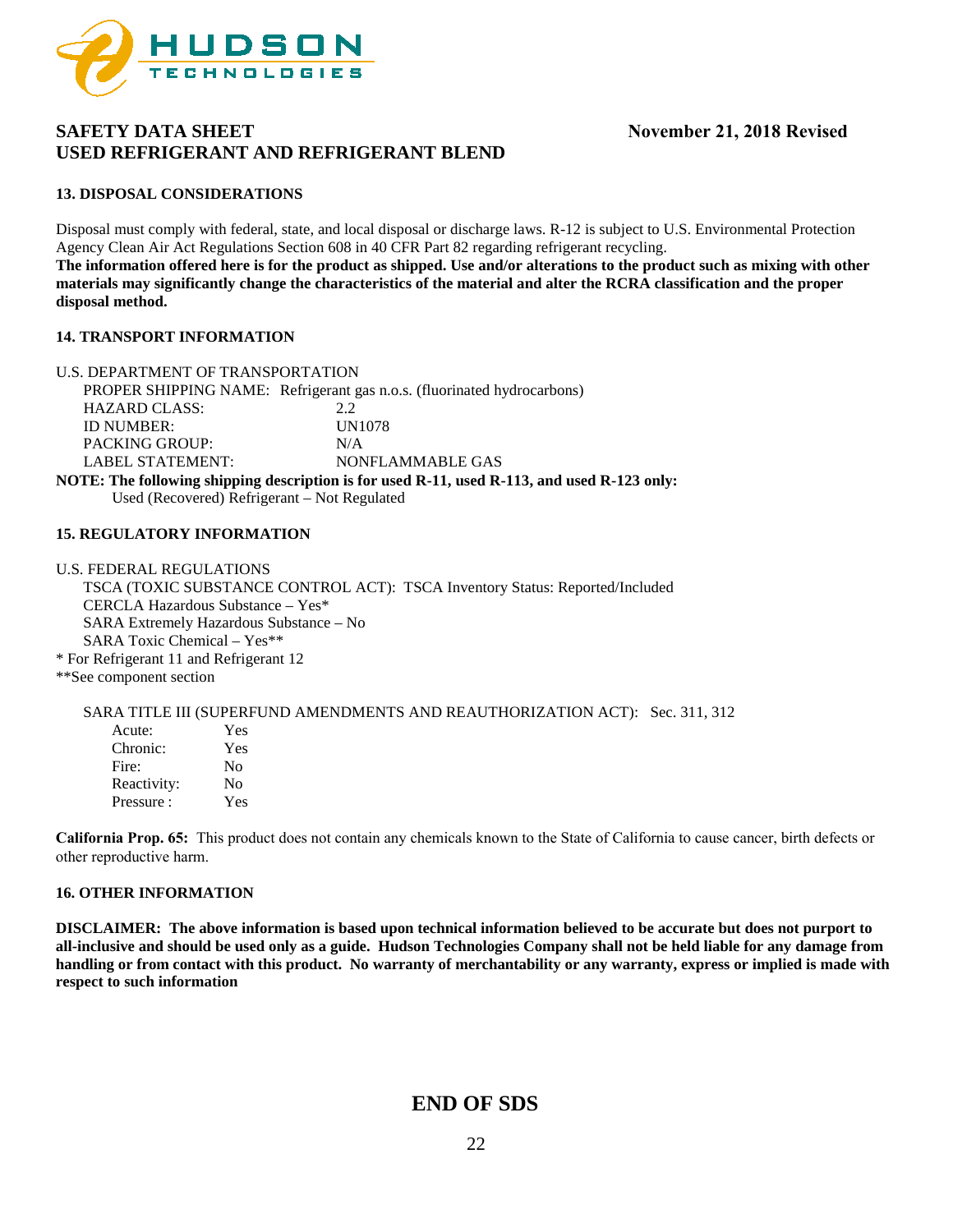**SAFETY DATA SHEET** **November 21, 2018 Revised**
**USED REFRIGERANT AND REFRIGERANT BLEND**

### 13. DISPOSAL CONSIDERATIONS

Disposal must comply with federal, state, and local disposal or discharge laws. R-12 is subject to U.S. Environmental Protection Agency Clean Air Act Regulations Section 608 in 40 CFR Part 82 regarding refrigerant recycling.
**The information offered here is for the product as shipped. Use and/or alterations to the product such as mixing with other materials may significantly change the characteristics of the material and alter the RCRA classification and the proper disposal method.**

### 14. TRANSPORT INFORMATION

U.S. DEPARTMENT OF TRANSPORTATION

PROPER SHIPPING NAME: Refrigerant gas n.o.s. (fluorinated hydrocarbons)

| | |
|---|---|
| HAZARD CLASS: | 2.2 |
| ID NUMBER: | UN1078 |
| PACKING GROUP: | N/A |
| LABEL STATEMENT: | NONFLAMMABLE GAS |

**NOTE: The following shipping description is for used R-11, used R-113, and used R-123 only:**
Used (Recovered) Refrigerant – Not Regulated

### 15. REGULATORY INFORMATION

U.S. FEDERAL REGULATIONS

TSCA (TOXIC SUBSTANCE CONTROL ACT): TSCA Inventory Status: Reported/Included
CERCLA Hazardous Substance – Yes*
SARA Extremely Hazardous Substance – No
SARA Toxic Chemical – Yes**

* For Refrigerant 11 and Refrigerant 12
**See component section

SARA TITLE III (SUPERFUND AMENDMENTS AND REAUTHORIZATION ACT): Sec. 311, 312

| | |
|---|---|
| Acute: | Yes |
| Chronic: | Yes |
| Fire: | No |
| Reactivity: | No |
| Pressure : | Yes |

**California Prop. 65:** This product does not contain any chemicals known to the State of California to cause cancer, birth defects or other reproductive harm.

### 16. OTHER INFORMATION

**DISCLAIMER: The above information is based upon technical information believed to be accurate but does not purport to all-inclusive and should be used only as a guide. Hudson Technologies Company shall not be held liable for any damage from handling or from contact with this product. No warranty of merchantability or any warranty, express or implied is made with respect to such information**

## END OF SDS